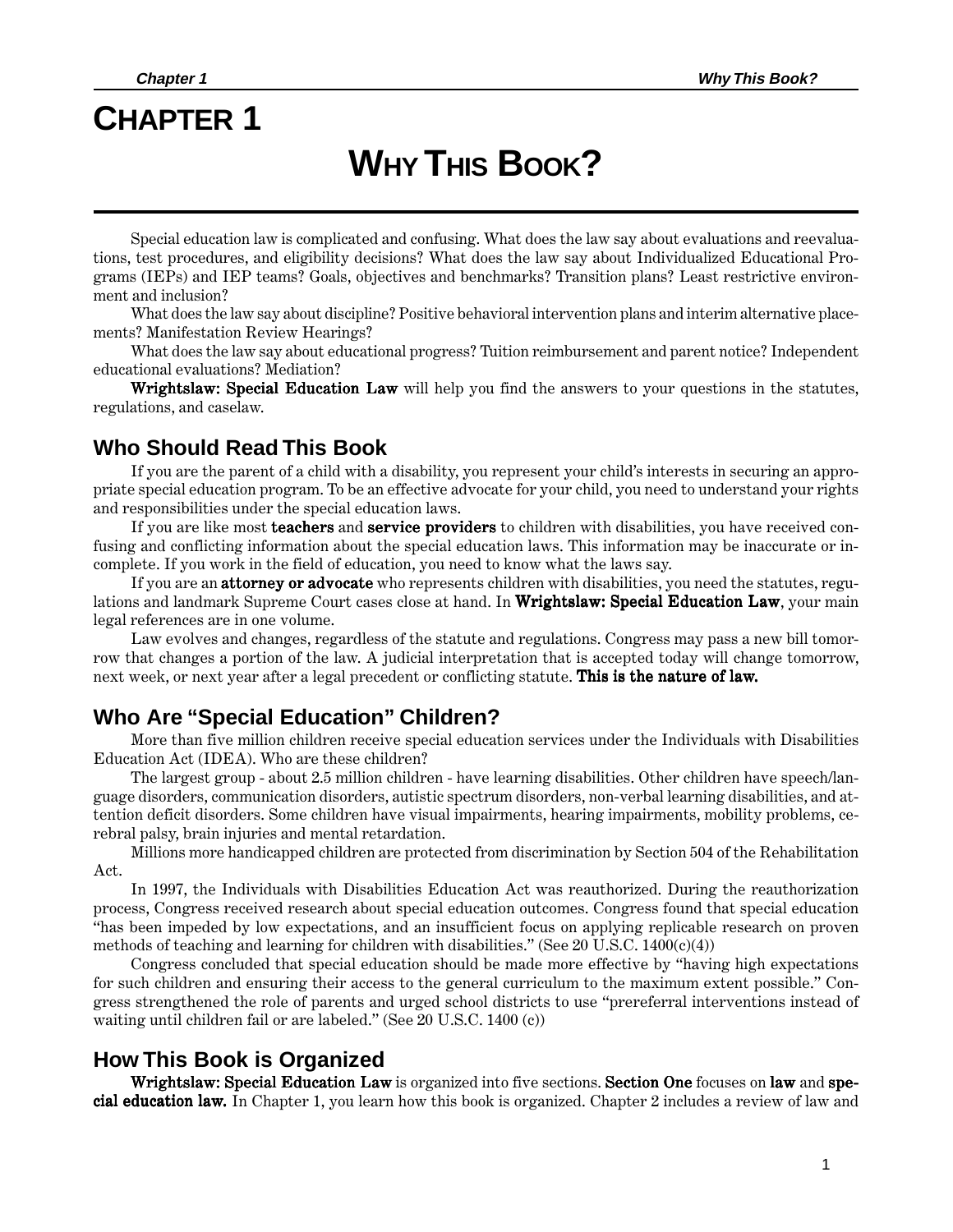# CHAPTER 1

## WHY THIS BOOK?

Special education law is complicated and confusing. What does the law say about evaluations and reevaluations, test procedures, and eligibility decisions? What does the law say about Individualized Educational Programs (IEPs) and IEP teams? Goals, objectives and benchmarks? Transition plans? Least restrictive environment and inclusion?

What does the law say about discipline? Positive behavioral intervention plans and interim alternative placements? Manifestation Review Hearings?

What does the law say about educational progress? Tuition reimbursement and parent notice? Independent educational evaluations? Mediation?

**Wrightslaw: Special Education Law** will help you find the answers to your questions in the statutes, regulations, and caselaw.

### Who Should Read This Book

If you are the parent of a child with a disability, you represent your child's interests in securing an appropriate special education program. To be an effective advocate for your child, you need to understand your rights and responsibilities under the special education laws.

If you are like most **teachers** and **service providers** to children with disabilities, you have received confusing and conflicting information about the special education laws. This information may be inaccurate or incomplete. If you work in the field of education, you need to know what the laws say.

If you are an **attorney or advocate** who represents children with disabilities, you need the statutes, regulations and landmark Supreme Court cases close at hand. In **Wrightslaw: Special Education Law**, your main legal references are in one volume.

Law evolves and changes, regardless of the statute and regulations. Congress may pass a new bill tomorrow that changes a portion of the law. A judicial interpretation that is accepted today will change tomorrow, next week, or next year after a legal precedent or conflicting statute. **This is the nature of law.**

### Who Are "Special Education" Children?

More than five million children receive special education services under the Individuals with Disabilities Education Act (IDEA). Who are these children?

The largest group - about 2.5 million children - have learning disabilities. Other children have speech/language disorders, communication disorders, autistic spectrum disorders, non-verbal learning disabilities, and attention deficit disorders. Some children have visual impairments, hearing impairments, mobility problems, cerebral palsy, brain injuries and mental retardation.

Millions more handicapped children are protected from discrimination by Section 504 of the Rehabilitation Act.

In 1997, the Individuals with Disabilities Education Act was reauthorized. During the reauthorization process, Congress received research about special education outcomes. Congress found that special education "has been impeded by low expectations, and an insufficient focus on applying replicable research on proven methods of teaching and learning for children with disabilities." (See 20 U.S.C. 1400(c)(4))

Congress concluded that special education should be made more effective by "having high expectations for such children and ensuring their access to the general curriculum to the maximum extent possible." Congress strengthened the role of parents and urged school districts to use "prereferral interventions instead of waiting until children fail or are labeled." (See 20 U.S.C. 1400 (c))

### How This Book is Organized

**Wrightslaw: Special Education Law** is organized into five sections. **Section One** focuses on **law** and **special education law.** In Chapter 1, you learn how this book is organized. Chapter 2 includes a review of law and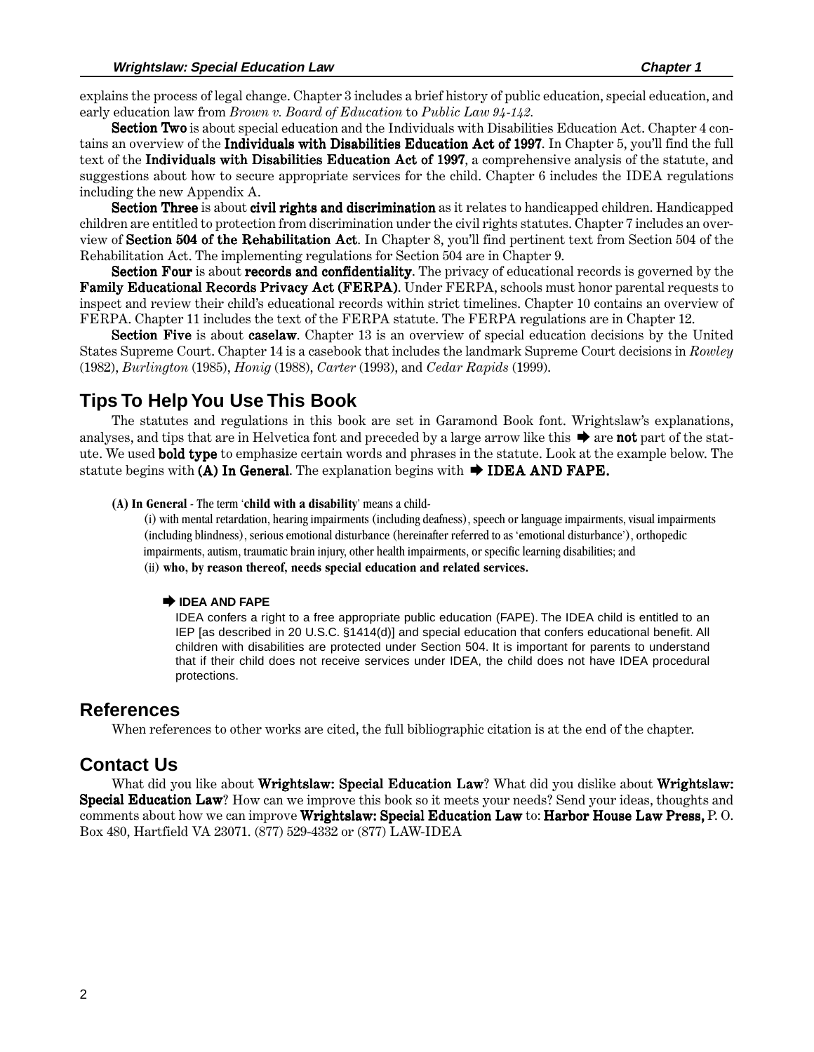explains the process of legal change. Chapter 3 includes a brief history of public education, special education, and early education law from *Brown v. Board of Education* to *Public Law 94-142.*

**Section Two** is about special education and the Individuals with Disabilities Education Act. Chapter 4 contains an overview of the **Individuals with Disabilities Education Act of 1997**. In Chapter 5, you'll find the full text of the **Individuals with Disabilities Education Act of 1997**, a comprehensive analysis of the statute, and suggestions about how to secure appropriate services for the child. Chapter 6 includes the IDEA regulations including the new Appendix A.

**Section Three** is about **civil rights and discrimination** as it relates to handicapped children. Handicapped children are entitled to protection from discrimination under the civil rights statutes. Chapter 7 includes an overview of **Section 504 of the Rehabilitation Act**. In Chapter 8, you'll find pertinent text from Section 504 of the Rehabilitation Act. The implementing regulations for Section 504 are in Chapter 9.

**Section Four** is about **records and confidentiality**. The privacy of educational records is governed by the **Family Educational Records Privacy Act (FERPA)**. Under FERPA, schools must honor parental requests to inspect and review their child's educational records within strict timelines. Chapter 10 contains an overview of FERPA. Chapter 11 includes the text of the FERPA statute. The FERPA regulations are in Chapter 12.

**Section Five** is about **caselaw**. Chapter 13 is an overview of special education decisions by the United States Supreme Court. Chapter 14 is a casebook that includes the landmark Supreme Court decisions in *Rowley* (1982), *Burlington* (1985), *Honig* (1988), *Carter* (1993), and *Cedar Rapids* (1999).

## Tips To Help You Use This Book

The statutes and regulations in this book are set in Garamond Book font. Wrightslaw's explanations, analyses, and tips that are in Helvetica font and preceded by a large arrow like this ➡ are **not** part of the statute. We used **bold type** to emphasize certain words and phrases in the statute. Look at the example below. The statute begins with **(A) In General**. The explanation begins with ➡ **IDEA AND FAPE.**

**(A) In General** - The term '**child with a disability**' means a child-

(i) with mental retardation, hearing impairments (including deafness), speech or language impairments, visual impairments (including blindness), serious emotional disturbance (hereinafter referred to as 'emotional disturbance'), orthopedic impairments, autism, traumatic brain injury, other health impairments, or specific learning disabilities; and

(ii) **who, by reason thereof, needs special education and related services.**

➡ **IDEA AND FAPE**

IDEA confers a right to a free appropriate public education (FAPE). The IDEA child is entitled to an IEP [as described in 20 U.S.C. §1414(d)] and special education that confers educational benefit. All children with disabilities are protected under Section 504. It is important for parents to understand that if their child does not receive services under IDEA, the child does not have IDEA procedural protections.

## References

When references to other works are cited, the full bibliographic citation is at the end of the chapter.

## Contact Us

What did you like about **Wrightslaw: Special Education Law**? What did you dislike about **Wrightslaw: Special Education Law**? How can we improve this book so it meets your needs? Send your ideas, thoughts and comments about how we can improve **Wrightslaw: Special Education Law** to: **Harbor House Law Press,** P. O. Box 480, Hartfield VA 23071. (877) 529-4332 or (877) LAW-IDEA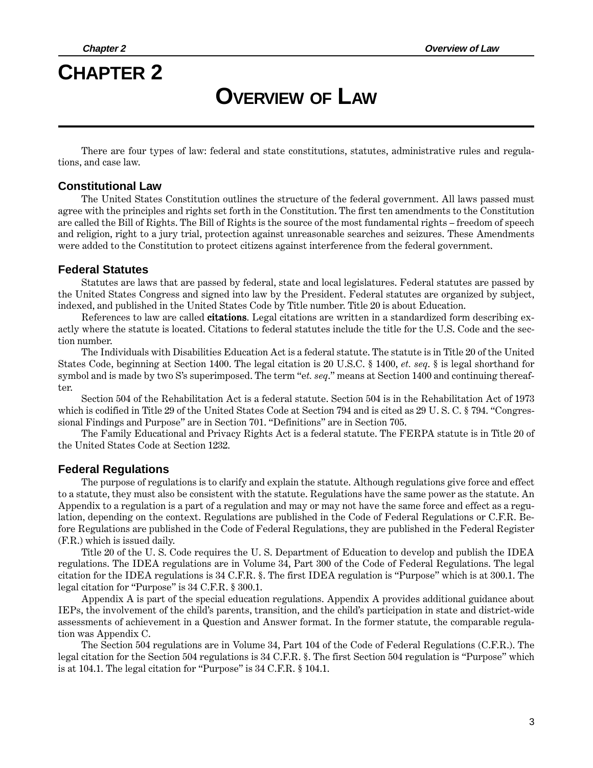# CHAPTER 2

# OVERVIEW OF LAW

There are four types of law: federal and state constitutions, statutes, administrative rules and regulations, and case law.

### Constitutional Law

The United States Constitution outlines the structure of the federal government. All laws passed must agree with the principles and rights set forth in the Constitution. The first ten amendments to the Constitution are called the Bill of Rights. The Bill of Rights is the source of the most fundamental rights – freedom of speech and religion, right to a jury trial, protection against unreasonable searches and seizures. These Amendments were added to the Constitution to protect citizens against interference from the federal government.

### Federal Statutes

Statutes are laws that are passed by federal, state and local legislatures. Federal statutes are passed by the United States Congress and signed into law by the President. Federal statutes are organized by subject, indexed, and published in the United States Code by Title number. Title 20 is about Education.

References to law are called **citations**. Legal citations are written in a standardized form describing exactly where the statute is located. Citations to federal statutes include the title for the U.S. Code and the section number.

The Individuals with Disabilities Education Act is a federal statute. The statute is in Title 20 of the United States Code, beginning at Section 1400. The legal citation is 20 U.S.C. § 1400, *et. seq*. § is legal shorthand for symbol and is made by two S's superimposed. The term "*et. seq*." means at Section 1400 and continuing thereafter.

Section 504 of the Rehabilitation Act is a federal statute. Section 504 is in the Rehabilitation Act of 1973 which is codified in Title 29 of the United States Code at Section 794 and is cited as 29 U. S. C. § 794. "Congressional Findings and Purpose" are in Section 701. "Definitions" are in Section 705.

The Family Educational and Privacy Rights Act is a federal statute. The FERPA statute is in Title 20 of the United States Code at Section 1232.

### Federal Regulations

The purpose of regulations is to clarify and explain the statute. Although regulations give force and effect to a statute, they must also be consistent with the statute. Regulations have the same power as the statute. An Appendix to a regulation is a part of a regulation and may or may not have the same force and effect as a regulation, depending on the context. Regulations are published in the Code of Federal Regulations or C.F.R. Before Regulations are published in the Code of Federal Regulations, they are published in the Federal Register (F.R.) which is issued daily.

Title 20 of the U. S. Code requires the U. S. Department of Education to develop and publish the IDEA regulations. The IDEA regulations are in Volume 34, Part 300 of the Code of Federal Regulations. The legal citation for the IDEA regulations is 34 C.F.R. §. The first IDEA regulation is "Purpose" which is at 300.1. The legal citation for "Purpose" is 34 C.F.R. § 300.1.

Appendix A is part of the special education regulations. Appendix A provides additional guidance about IEPs, the involvement of the child's parents, transition, and the child's participation in state and district-wide assessments of achievement in a Question and Answer format. In the former statute, the comparable regulation was Appendix C.

The Section 504 regulations are in Volume 34, Part 104 of the Code of Federal Regulations (C.F.R.). The legal citation for the Section 504 regulations is 34 C.F.R. §. The first Section 504 regulation is "Purpose" which is at 104.1. The legal citation for "Purpose" is 34 C.F.R. § 104.1.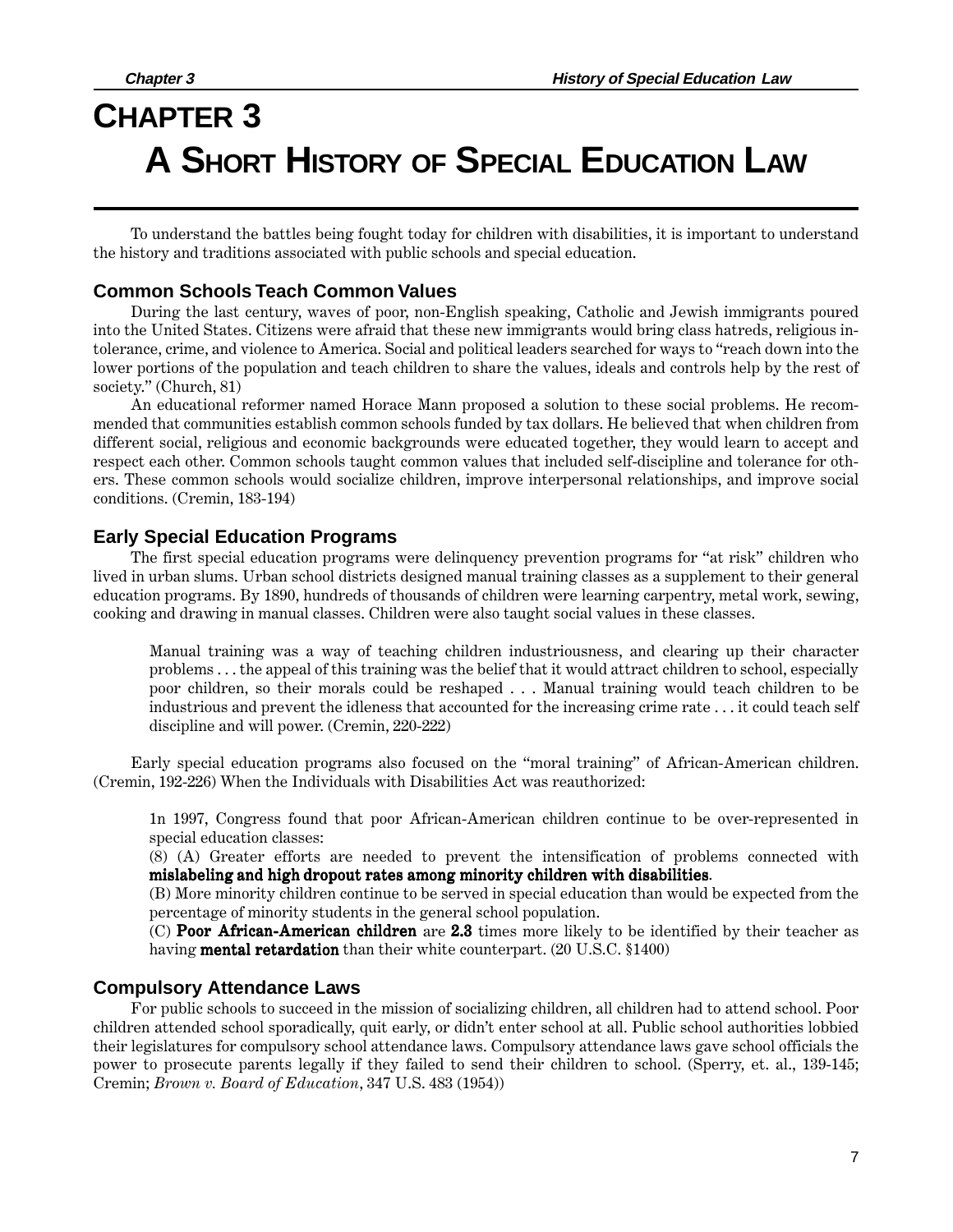# CHAPTER 3
# A SHORT HISTORY OF SPECIAL EDUCATION LAW

To understand the battles being fought today for children with disabilities, it is important to understand the history and traditions associated with public schools and special education.

## Common Schools Teach Common Values

During the last century, waves of poor, non-English speaking, Catholic and Jewish immigrants poured into the United States. Citizens were afraid that these new immigrants would bring class hatreds, religious intolerance, crime, and violence to America. Social and political leaders searched for ways to "reach down into the lower portions of the population and teach children to share the values, ideals and controls help by the rest of society." (Church, 81)

An educational reformer named Horace Mann proposed a solution to these social problems. He recommended that communities establish common schools funded by tax dollars. He believed that when children from different social, religious and economic backgrounds were educated together, they would learn to accept and respect each other. Common schools taught common values that included self-discipline and tolerance for others. These common schools would socialize children, improve interpersonal relationships, and improve social conditions. (Cremin, 183-194)

## Early Special Education Programs

The first special education programs were delinquency prevention programs for "at risk" children who lived in urban slums. Urban school districts designed manual training classes as a supplement to their general education programs. By 1890, hundreds of thousands of children were learning carpentry, metal work, sewing, cooking and drawing in manual classes. Children were also taught social values in these classes.

> Manual training was a way of teaching children industriousness, and clearing up their character problems . . . the appeal of this training was the belief that it would attract children to school, especially poor children, so their morals could be reshaped . . . Manual training would teach children to be industrious and prevent the idleness that accounted for the increasing crime rate . . . it could teach self discipline and will power. (Cremin, 220-222)

Early special education programs also focused on the "moral training" of African-American children. (Cremin, 192-226) When the Individuals with Disabilities Act was reauthorized:

> 1n 1997, Congress found that poor African-American children continue to be over-represented in special education classes:
>
> (8) (A) Greater efforts are needed to prevent the intensification of problems connected with **mislabeling and high dropout rates among minority children with disabilities**.
>
> (B) More minority children continue to be served in special education than would be expected from the percentage of minority students in the general school population.
>
> (C) **Poor African-American children** are **2.3** times more likely to be identified by their teacher as having **mental retardation** than their white counterpart. (20 U.S.C. §1400)

## Compulsory Attendance Laws

For public schools to succeed in the mission of socializing children, all children had to attend school. Poor children attended school sporadically, quit early, or didn't enter school at all. Public school authorities lobbied their legislatures for compulsory school attendance laws. Compulsory attendance laws gave school officials the power to prosecute parents legally if they failed to send their children to school. (Sperry, et. al., 139-145; Cremin; *Brown v. Board of Education*, 347 U.S. 483 (1954))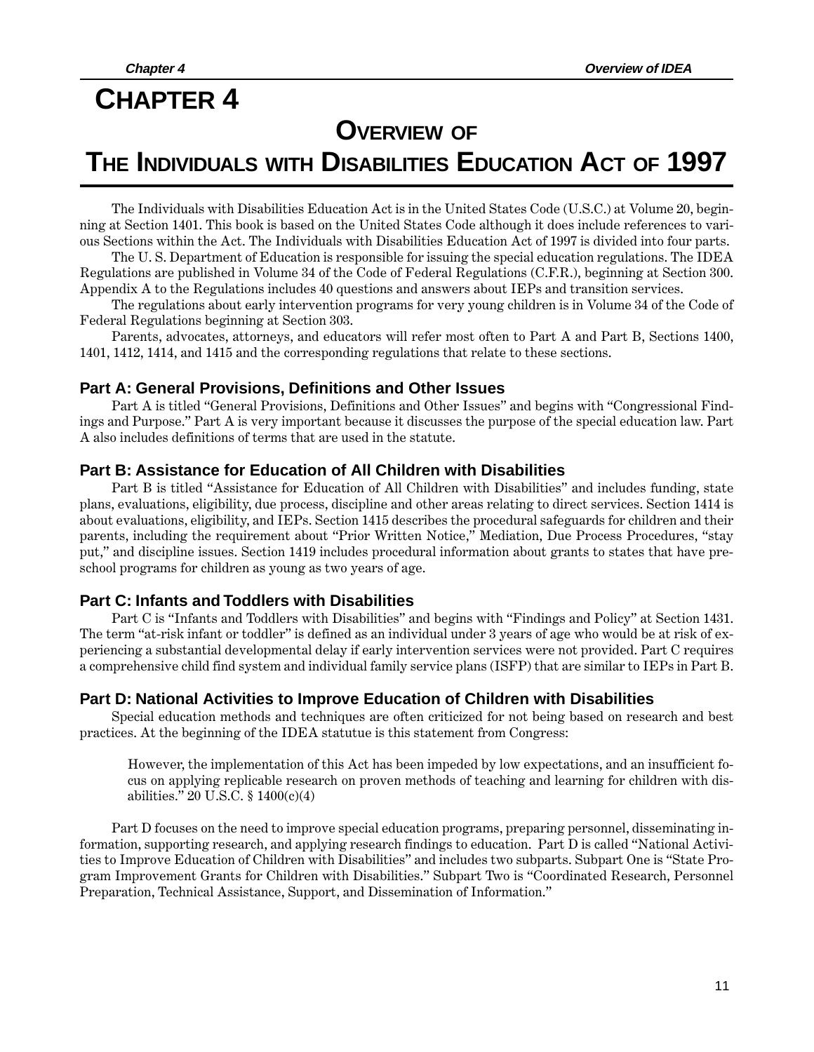# Chapter 4

## Overview of The Individuals with Disabilities Education Act of 1997

The Individuals with Disabilities Education Act is in the United States Code (U.S.C.) at Volume 20, beginning at Section 1401. This book is based on the United States Code although it does include references to various Sections within the Act. The Individuals with Disabilities Education Act of 1997 is divided into four parts.

The U. S. Department of Education is responsible for issuing the special education regulations. The IDEA Regulations are published in Volume 34 of the Code of Federal Regulations (C.F.R.), beginning at Section 300. Appendix A to the Regulations includes 40 questions and answers about IEPs and transition services.

The regulations about early intervention programs for very young children is in Volume 34 of the Code of Federal Regulations beginning at Section 303.

Parents, advocates, attorneys, and educators will refer most often to Part A and Part B, Sections 1400, 1401, 1412, 1414, and 1415 and the corresponding regulations that relate to these sections.

### Part A: General Provisions, Definitions and Other Issues

Part A is titled "General Provisions, Definitions and Other Issues" and begins with "Congressional Findings and Purpose." Part A is very important because it discusses the purpose of the special education law. Part A also includes definitions of terms that are used in the statute.

### Part B: Assistance for Education of All Children with Disabilities

Part B is titled "Assistance for Education of All Children with Disabilities" and includes funding, state plans, evaluations, eligibility, due process, discipline and other areas relating to direct services. Section 1414 is about evaluations, eligibility, and IEPs. Section 1415 describes the procedural safeguards for children and their parents, including the requirement about "Prior Written Notice," Mediation, Due Process Procedures, "stay put," and discipline issues. Section 1419 includes procedural information about grants to states that have preschool programs for children as young as two years of age.

### Part C: Infants and Toddlers with Disabilities

Part C is "Infants and Toddlers with Disabilities" and begins with "Findings and Policy" at Section 1431. The term "at-risk infant or toddler" is defined as an individual under 3 years of age who would be at risk of experiencing a substantial developmental delay if early intervention services were not provided. Part C requires a comprehensive child find system and individual family service plans (ISFP) that are similar to IEPs in Part B.

### Part D: National Activities to Improve Education of Children with Disabilities

Special education methods and techniques are often criticized for not being based on research and best practices. At the beginning of the IDEA statutue is this statement from Congress:

> However, the implementation of this Act has been impeded by low expectations, and an insufficient focus on applying replicable research on proven methods of teaching and learning for children with disabilities." 20 U.S.C. § 1400(c)(4)

Part D focuses on the need to improve special education programs, preparing personnel, disseminating information, supporting research, and applying research findings to education. Part D is called "National Activities to Improve Education of Children with Disabilities" and includes two subparts. Subpart One is "State Program Improvement Grants for Children with Disabilities." Subpart Two is "Coordinated Research, Personnel Preparation, Technical Assistance, Support, and Dissemination of Information."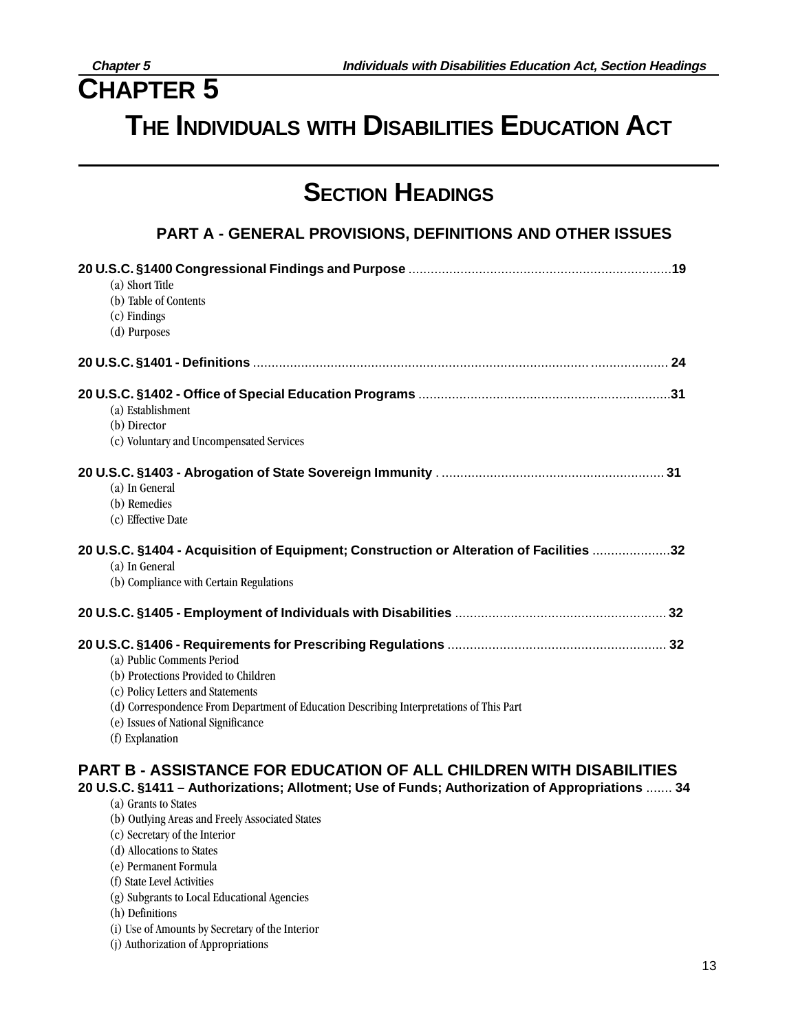# CHAPTER 5

# THE INDIVIDUALS WITH DISABILITIES EDUCATION ACT

## SECTION HEADINGS

### PART A - GENERAL PROVISIONS, DEFINITIONS AND OTHER ISSUES

**20 U.S.C. §1400 Congressional Findings and Purpose** ........................................................................19

- (a) Short Title
- (b) Table of Contents
- (c) Findings
- (d) Purposes

**20 U.S.C. §1401 - Definitions** ........................................................................................................ 24

**20 U.S.C. §1402 - Office of Special Education Programs** ....................................................................31

- (a) Establishment
- (b) Director
- (c) Voluntary and Uncompensated Services

**20 U.S.C. §1403 - Abrogation of State Sovereign Immunity** . .......................................................... 31

- (a) In General
- (b) Remedies
- (c) Effective Date

**20 U.S.C. §1404 - Acquisition of Equipment; Construction or Alteration of Facilities** .....................32

- (a) In General
- (b) Compliance with Certain Regulations

**20 U.S.C. §1405 - Employment of Individuals with Disabilities** ......................................................... 32

**20 U.S.C. §1406 - Requirements for Prescribing Regulations** ........................................................... 32

- (a) Public Comments Period
- (b) Protections Provided to Children
- (c) Policy Letters and Statements
- (d) Correspondence From Department of Education Describing Interpretations of This Part
- (e) Issues of National Significance
- (f) Explanation

### PART B - ASSISTANCE FOR EDUCATION OF ALL CHILDREN WITH DISABILITIES

**20 U.S.C. §1411 – Authorizations; Allotment; Use of Funds; Authorization of Appropriations** ....... 34

- (a) Grants to States
- (b) Outlying Areas and Freely Associated States
- (c) Secretary of the Interior
- (d) Allocations to States
- (e) Permanent Formula
- (f) State Level Activities
- (g) Subgrants to Local Educational Agencies
- (h) Definitions
- (i) Use of Amounts by Secretary of the Interior
- (j) Authorization of Appropriations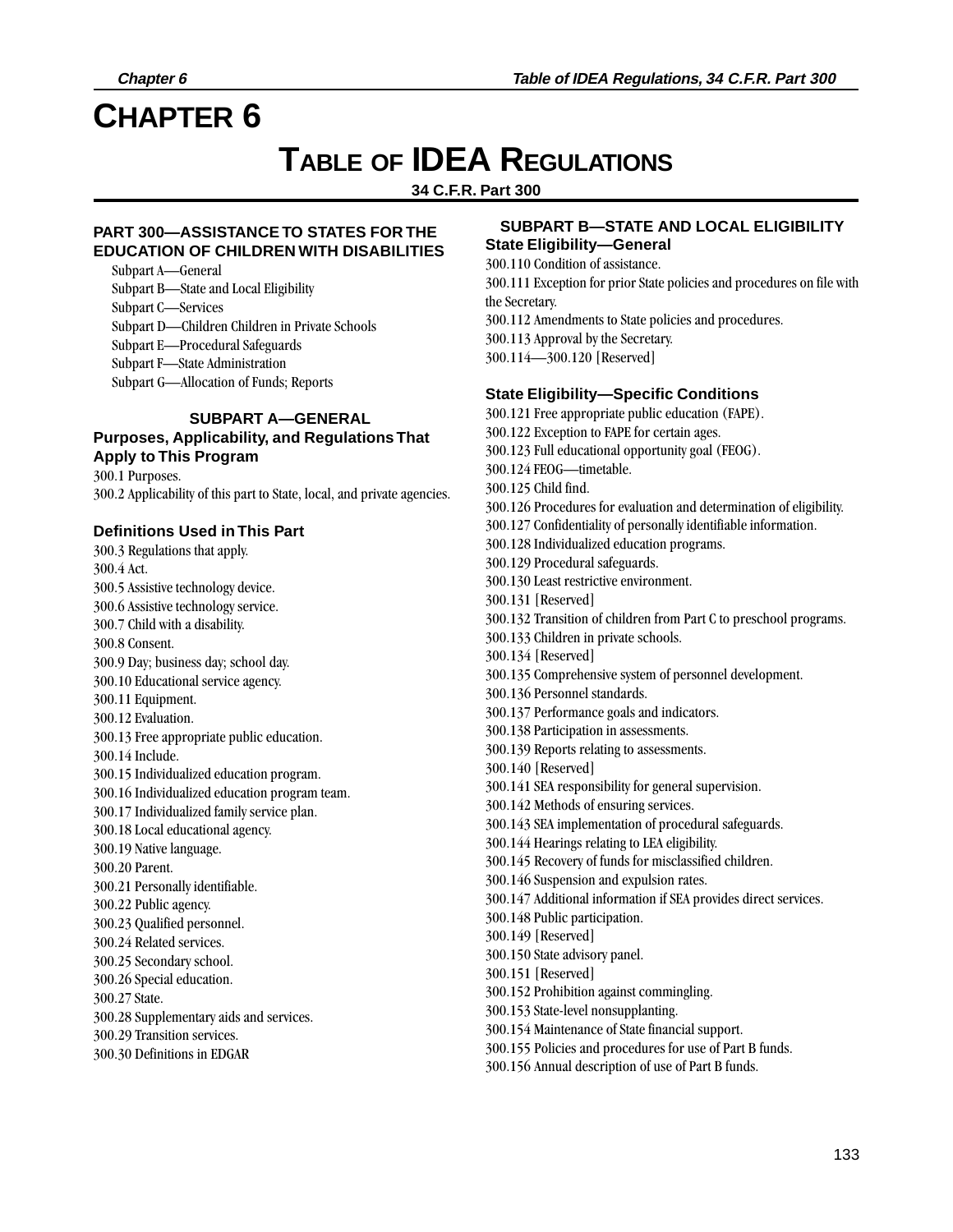# CHAPTER 6

# TABLE OF IDEA REGULATIONS

**34 C.F.R. Part 300**

### PART 300—ASSISTANCE TO STATES FOR THE EDUCATION OF CHILDREN WITH DISABILITIES

Subpart A—General
Subpart B—State and Local Eligibility
Subpart C—Services
Subpart D—Children Children in Private Schools
Subpart E—Procedural Safeguards
Subpart F—State Administration
Subpart G—Allocation of Funds; Reports

## SUBPART A—GENERAL

### Purposes, Applicability, and Regulations That Apply to This Program

300.1 Purposes.
300.2 Applicability of this part to State, local, and private agencies.

### Definitions Used in This Part

300.3 Regulations that apply.
300.4 Act.
300.5 Assistive technology device.
300.6 Assistive technology service.
300.7 Child with a disability.
300.8 Consent.
300.9 Day; business day; school day.
300.10 Educational service agency.
300.11 Equipment.
300.12 Evaluation.
300.13 Free appropriate public education.
300.14 Include.
300.15 Individualized education program.
300.16 Individualized education program team.
300.17 Individualized family service plan.
300.18 Local educational agency.
300.19 Native language.
300.20 Parent.
300.21 Personally identifiable.
300.22 Public agency.
300.23 Qualified personnel.
300.24 Related services.
300.25 Secondary school.
300.26 Special education.
300.27 State.
300.28 Supplementary aids and services.
300.29 Transition services.
300.30 Definitions in EDGAR

## SUBPART B—STATE AND LOCAL ELIGIBILITY

### State Eligibility—General

300.110 Condition of assistance.
300.111 Exception for prior State policies and procedures on file with the Secretary.
300.112 Amendments to State policies and procedures.
300.113 Approval by the Secretary.
300.114—300.120 [Reserved]

### State Eligibility—Specific Conditions

300.121 Free appropriate public education (FAPE).
300.122 Exception to FAPE for certain ages.
300.123 Full educational opportunity goal (FEOG).
300.124 FEOG—timetable.
300.125 Child find.
300.126 Procedures for evaluation and determination of eligibility.
300.127 Confidentiality of personally identifiable information.
300.128 Individualized education programs.
300.129 Procedural safeguards.
300.130 Least restrictive environment.
300.131 [Reserved]
300.132 Transition of children from Part C to preschool programs.
300.133 Children in private schools.
300.134 [Reserved]
300.135 Comprehensive system of personnel development.
300.136 Personnel standards.
300.137 Performance goals and indicators.
300.138 Participation in assessments.
300.139 Reports relating to assessments.
300.140 [Reserved]
300.141 SEA responsibility for general supervision.
300.142 Methods of ensuring services.
300.143 SEA implementation of procedural safeguards.
300.144 Hearings relating to LEA eligibility.
300.145 Recovery of funds for misclassified children.
300.146 Suspension and expulsion rates.
300.147 Additional information if SEA provides direct services.
300.148 Public participation.
300.149 [Reserved]
300.150 State advisory panel.
300.151 [Reserved]
300.152 Prohibition against commingling.
300.153 State-level nonsupplanting.
300.154 Maintenance of State financial support.
300.155 Policies and procedures for use of Part B funds.
300.156 Annual description of use of Part B funds.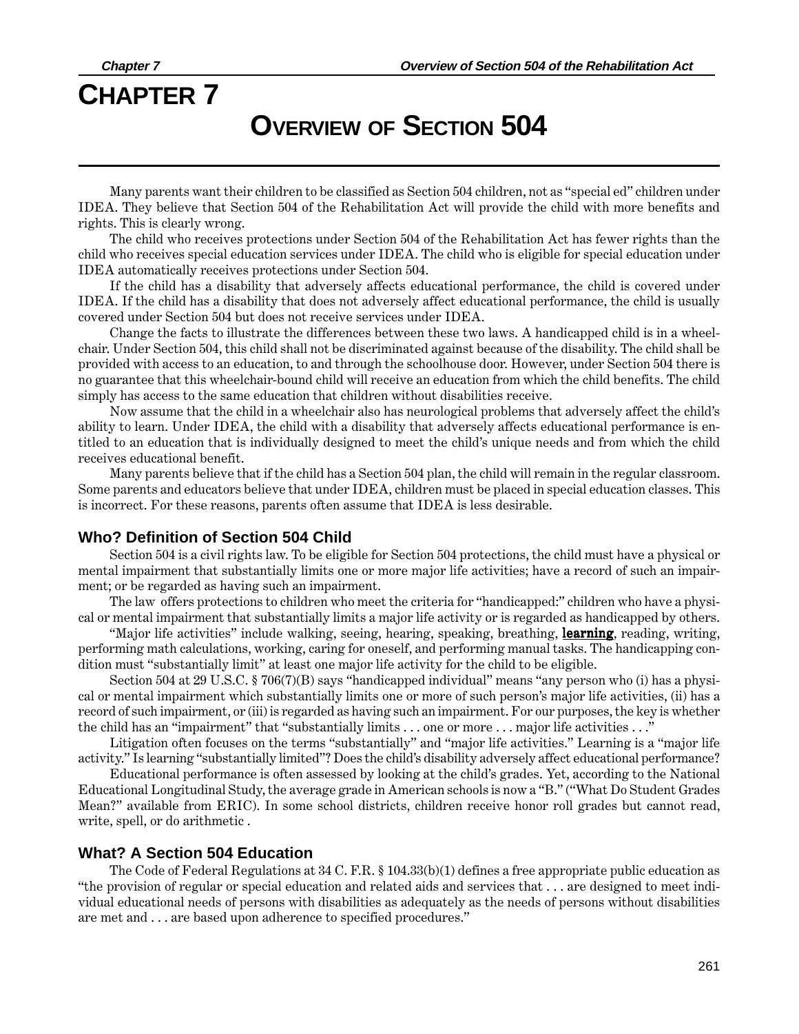# CHAPTER 7

## OVERVIEW OF SECTION 504

Many parents want their children to be classified as Section 504 children, not as "special ed" children under IDEA. They believe that Section 504 of the Rehabilitation Act will provide the child with more benefits and rights. This is clearly wrong.

The child who receives protections under Section 504 of the Rehabilitation Act has fewer rights than the child who receives special education services under IDEA. The child who is eligible for special education under IDEA automatically receives protections under Section 504.

If the child has a disability that adversely affects educational performance, the child is covered under IDEA. If the child has a disability that does not adversely affect educational performance, the child is usually covered under Section 504 but does not receive services under IDEA.

Change the facts to illustrate the differences between these two laws. A handicapped child is in a wheelchair. Under Section 504, this child shall not be discriminated against because of the disability. The child shall be provided with access to an education, to and through the schoolhouse door. However, under Section 504 there is no guarantee that this wheelchair-bound child will receive an education from which the child benefits. The child simply has access to the same education that children without disabilities receive.

Now assume that the child in a wheelchair also has neurological problems that adversely affect the child's ability to learn. Under IDEA, the child with a disability that adversely affects educational performance is entitled to an education that is individually designed to meet the child's unique needs and from which the child receives educational benefit.

Many parents believe that if the child has a Section 504 plan, the child will remain in the regular classroom. Some parents and educators believe that under IDEA, children must be placed in special education classes. This is incorrect. For these reasons, parents often assume that IDEA is less desirable.

### Who? Definition of Section 504 Child

Section 504 is a civil rights law. To be eligible for Section 504 protections, the child must have a physical or mental impairment that substantially limits one or more major life activities; have a record of such an impairment; or be regarded as having such an impairment.

The law offers protections to children who meet the criteria for "handicapped:" children who have a physical or mental impairment that substantially limits a major life activity or is regarded as handicapped by others.

"Major life activities" include walking, seeing, hearing, speaking, breathing, **learning**, reading, writing, performing math calculations, working, caring for oneself, and performing manual tasks. The handicapping condition must "substantially limit" at least one major life activity for the child to be eligible.

Section 504 at 29 U.S.C. § 706(7)(B) says "handicapped individual" means "any person who (i) has a physical or mental impairment which substantially limits one or more of such person's major life activities, (ii) has a record of such impairment, or (iii) is regarded as having such an impairment. For our purposes, the key is whether the child has an "impairment" that "substantially limits . . . one or more . . . major life activities . . ."

Litigation often focuses on the terms "substantially" and "major life activities." Learning is a "major life activity." Is learning "substantially limited"? Does the child's disability adversely affect educational performance?

Educational performance is often assessed by looking at the child's grades. Yet, according to the National Educational Longitudinal Study, the average grade in American schools is now a "B." ("What Do Student Grades Mean?" available from ERIC). In some school districts, children receive honor roll grades but cannot read, write, spell, or do arithmetic .

### What? A Section 504 Education

The Code of Federal Regulations at 34 C. F.R. § 104.33(b)(1) defines a free appropriate public education as "the provision of regular or special education and related aids and services that . . . are designed to meet individual educational needs of persons with disabilities as adequately as the needs of persons without disabilities are met and . . . are based upon adherence to specified procedures."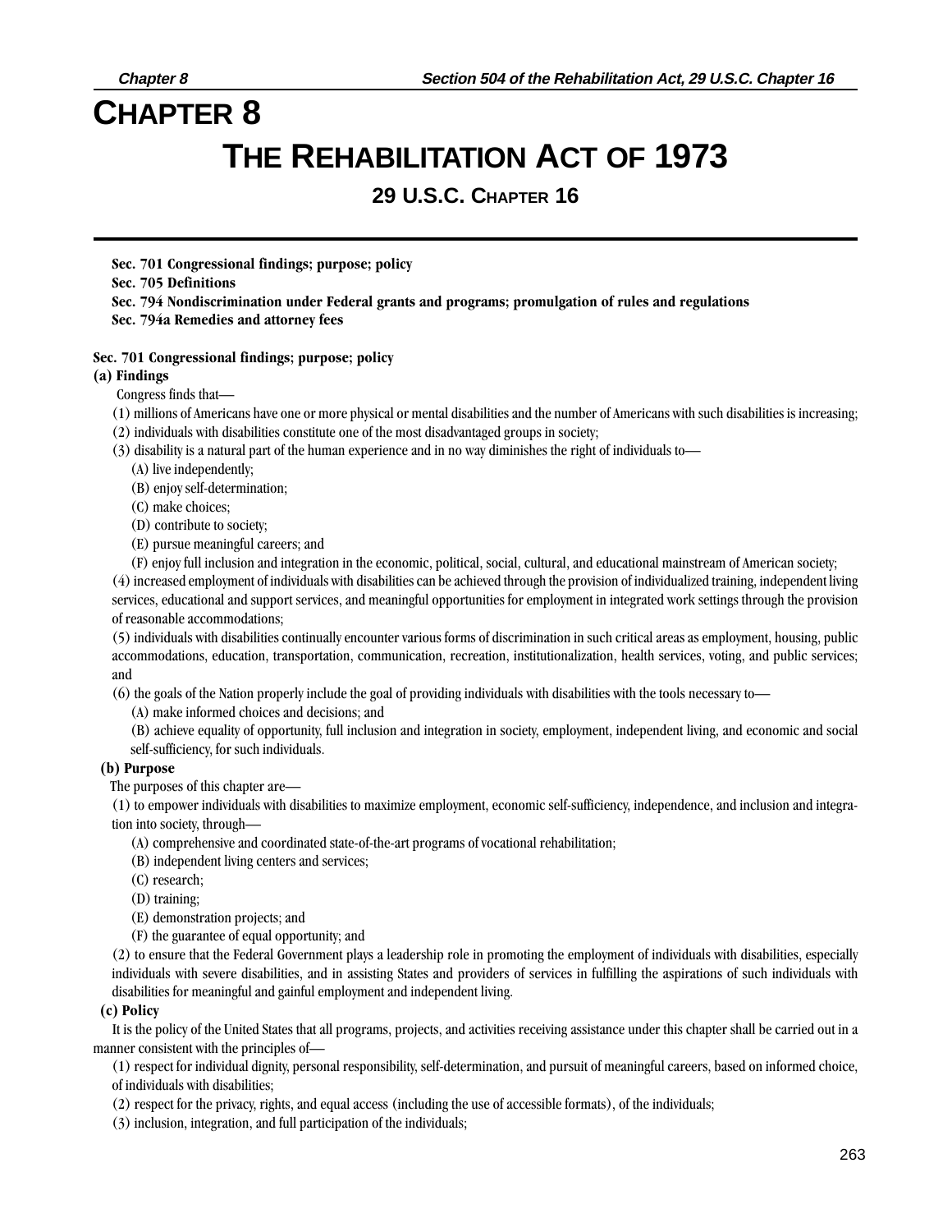# CHAPTER 8

# THE REHABILITATION ACT OF 1973

## 29 U.S.C. CHAPTER 16

**Sec. 701 Congressional findings; purpose; policy**

**Sec. 705 Definitions**

**Sec. 794 Nondiscrimination under Federal grants and programs; promulgation of rules and regulations**

**Sec. 794a Remedies and attorney fees**

### Sec. 701 Congressional findings; purpose; policy

**(a) Findings**

Congress finds that—

(1) millions of Americans have one or more physical or mental disabilities and the number of Americans with such disabilities is increasing;

(2) individuals with disabilities constitute one of the most disadvantaged groups in society;

(3) disability is a natural part of the human experience and in no way diminishes the right of individuals to—

(A) live independently;

(B) enjoy self-determination;

(C) make choices;

(D) contribute to society;

(E) pursue meaningful careers; and

(F) enjoy full inclusion and integration in the economic, political, social, cultural, and educational mainstream of American society;

(4) increased employment of individuals with disabilities can be achieved through the provision of individualized training, independent living services, educational and support services, and meaningful opportunities for employment in integrated work settings through the provision of reasonable accommodations;

(5) individuals with disabilities continually encounter various forms of discrimination in such critical areas as employment, housing, public accommodations, education, transportation, communication, recreation, institutionalization, health services, voting, and public services; and

(6) the goals of the Nation properly include the goal of providing individuals with disabilities with the tools necessary to—

(A) make informed choices and decisions; and

(B) achieve equality of opportunity, full inclusion and integration in society, employment, independent living, and economic and social self-sufficiency, for such individuals.

**(b) Purpose**

The purposes of this chapter are—

(1) to empower individuals with disabilities to maximize employment, economic self-sufficiency, independence, and inclusion and integration into society, through—

(A) comprehensive and coordinated state-of-the-art programs of vocational rehabilitation;

(B) independent living centers and services;

(C) research;

(D) training;

(E) demonstration projects; and

(F) the guarantee of equal opportunity; and

(2) to ensure that the Federal Government plays a leadership role in promoting the employment of individuals with disabilities, especially individuals with severe disabilities, and in assisting States and providers of services in fulfilling the aspirations of such individuals with disabilities for meaningful and gainful employment and independent living.

**(c) Policy**

It is the policy of the United States that all programs, projects, and activities receiving assistance under this chapter shall be carried out in a manner consistent with the principles of—

(1) respect for individual dignity, personal responsibility, self-determination, and pursuit of meaningful careers, based on informed choice, of individuals with disabilities;

(2) respect for the privacy, rights, and equal access (including the use of accessible formats), of the individuals;

(3) inclusion, integration, and full participation of the individuals;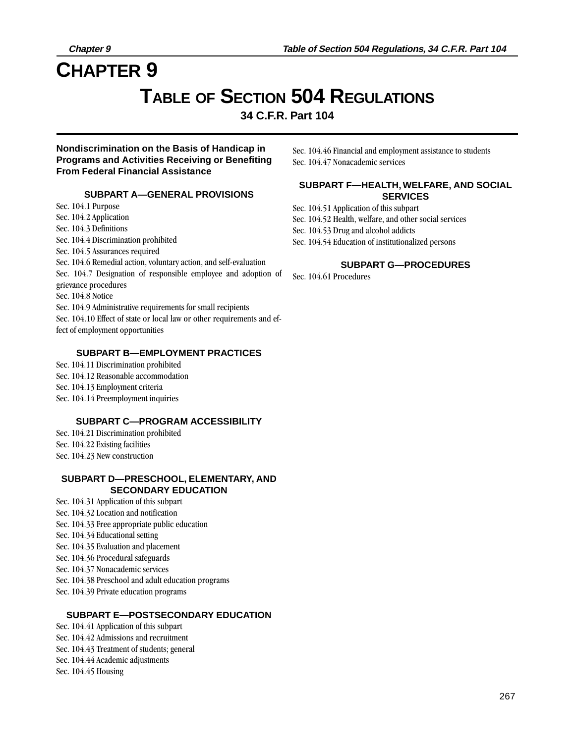# CHAPTER 9

## TABLE OF SECTION 504 REGULATIONS

**34 C.F.R. Part 104**

**Nondiscrimination on the Basis of Handicap in Programs and Activities Receiving or Benefiting From Federal Financial Assistance**

### SUBPART A—GENERAL PROVISIONS

Sec. 104.1 Purpose
Sec. 104.2 Application
Sec. 104.3 Definitions
Sec. 104.4 Discrimination prohibited
Sec. 104.5 Assurances required
Sec. 104.6 Remedial action, voluntary action, and self-evaluation
Sec. 104.7 Designation of responsible employee and adoption of grievance procedures
Sec. 104.8 Notice
Sec. 104.9 Administrative requirements for small recipients
Sec. 104.10 Effect of state or local law or other requirements and effect of employment opportunities

### SUBPART B—EMPLOYMENT PRACTICES

Sec. 104.11 Discrimination prohibited
Sec. 104.12 Reasonable accommodation
Sec. 104.13 Employment criteria
Sec. 104.14 Preemployment inquiries

### SUBPART C—PROGRAM ACCESSIBILITY

Sec. 104.21 Discrimination prohibited
Sec. 104.22 Existing facilities
Sec. 104.23 New construction

### SUBPART D—PRESCHOOL, ELEMENTARY, AND SECONDARY EDUCATION

Sec. 104.31 Application of this subpart
Sec. 104.32 Location and notification
Sec. 104.33 Free appropriate public education
Sec. 104.34 Educational setting
Sec. 104.35 Evaluation and placement
Sec. 104.36 Procedural safeguards
Sec. 104.37 Nonacademic services
Sec. 104.38 Preschool and adult education programs
Sec. 104.39 Private education programs

### SUBPART E—POSTSECONDARY EDUCATION

Sec. 104.41 Application of this subpart
Sec. 104.42 Admissions and recruitment
Sec. 104.43 Treatment of students; general
Sec. 104.44 Academic adjustments
Sec. 104.45 Housing
Sec. 104.46 Financial and employment assistance to students
Sec. 104.47 Nonacademic services

### SUBPART F—HEALTH, WELFARE, AND SOCIAL SERVICES

Sec. 104.51 Application of this subpart
Sec. 104.52 Health, welfare, and other social services
Sec. 104.53 Drug and alcohol addicts
Sec. 104.54 Education of institutionalized persons

### SUBPART G—PROCEDURES

Sec. 104.61 Procedures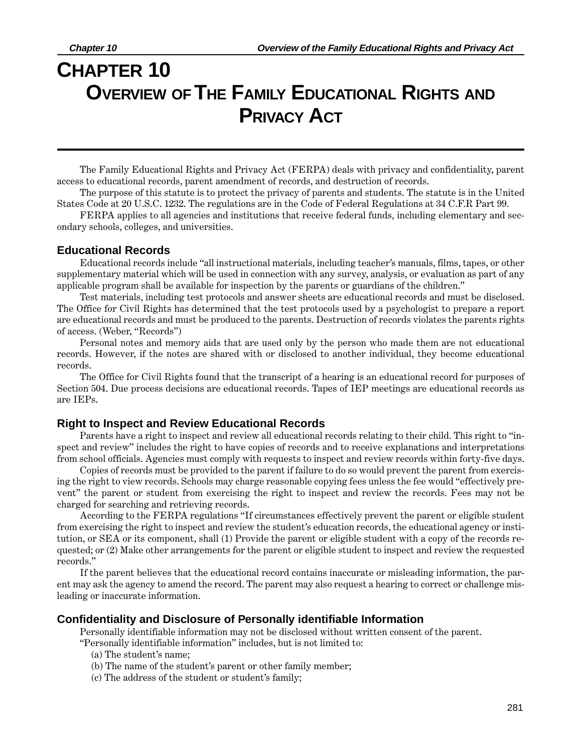# CHAPTER 10
## OVERVIEW OF THE FAMILY EDUCATIONAL RIGHTS AND PRIVACY ACT

The Family Educational Rights and Privacy Act (FERPA) deals with privacy and confidentiality, parent access to educational records, parent amendment of records, and destruction of records.

The purpose of this statute is to protect the privacy of parents and students. The statute is in the United States Code at 20 U.S.C. 1232. The regulations are in the Code of Federal Regulations at 34 C.F.R Part 99.

FERPA applies to all agencies and institutions that receive federal funds, including elementary and secondary schools, colleges, and universities.

### Educational Records

Educational records include "all instructional materials, including teacher's manuals, films, tapes, or other supplementary material which will be used in connection with any survey, analysis, or evaluation as part of any applicable program shall be available for inspection by the parents or guardians of the children."

Test materials, including test protocols and answer sheets are educational records and must be disclosed. The Office for Civil Rights has determined that the test protocols used by a psychologist to prepare a report are educational records and must be produced to the parents. Destruction of records violates the parents rights of access. (Weber, "Records")

Personal notes and memory aids that are used only by the person who made them are not educational records. However, if the notes are shared with or disclosed to another individual, they become educational records.

The Office for Civil Rights found that the transcript of a hearing is an educational record for purposes of Section 504. Due process decisions are educational records. Tapes of IEP meetings are educational records as are IEPs.

### Right to Inspect and Review Educational Records

Parents have a right to inspect and review all educational records relating to their child. This right to "inspect and review" includes the right to have copies of records and to receive explanations and interpretations from school officials. Agencies must comply with requests to inspect and review records within forty-five days.

Copies of records must be provided to the parent if failure to do so would prevent the parent from exercising the right to view records. Schools may charge reasonable copying fees unless the fee would "effectively prevent" the parent or student from exercising the right to inspect and review the records. Fees may not be charged for searching and retrieving records.

According to the FERPA regulations "If circumstances effectively prevent the parent or eligible student from exercising the right to inspect and review the student's education records, the educational agency or institution, or SEA or its component, shall (1) Provide the parent or eligible student with a copy of the records requested; or (2) Make other arrangements for the parent or eligible student to inspect and review the requested records."

If the parent believes that the educational record contains inaccurate or misleading information, the parent may ask the agency to amend the record. The parent may also request a hearing to correct or challenge misleading or inaccurate information.

### Confidentiality and Disclosure of Personally identifiable Information

Personally identifiable information may not be disclosed without written consent of the parent.

"Personally identifiable information" includes, but is not limited to:

(a) The student's name;

(b) The name of the student's parent or other family member;

(c) The address of the student or student's family;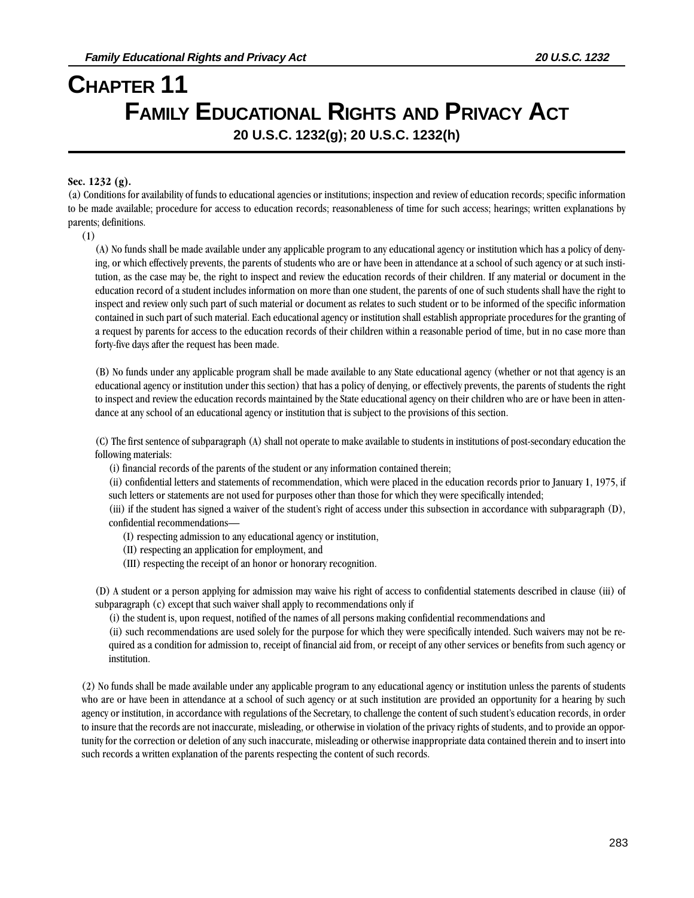# Chapter 11

# Family Educational Rights and Privacy Act

### 20 U.S.C. 1232(g); 20 U.S.C. 1232(h)

**Sec. 1232 (g).**

(a) Conditions for availability of funds to educational agencies or institutions; inspection and review of education records; specific information to be made available; procedure for access to education records; reasonableness of time for such access; hearings; written explanations by parents; definitions.

(1)

(A) No funds shall be made available under any applicable program to any educational agency or institution which has a policy of denying, or which effectively prevents, the parents of students who are or have been in attendance at a school of such agency or at such institution, as the case may be, the right to inspect and review the education records of their children. If any material or document in the education record of a student includes information on more than one student, the parents of one of such students shall have the right to inspect and review only such part of such material or document as relates to such student or to be informed of the specific information contained in such part of such material. Each educational agency or institution shall establish appropriate procedures for the granting of a request by parents for access to the education records of their children within a reasonable period of time, but in no case more than forty-five days after the request has been made.

(B) No funds under any applicable program shall be made available to any State educational agency (whether or not that agency is an educational agency or institution under this section) that has a policy of denying, or effectively prevents, the parents of students the right to inspect and review the education records maintained by the State educational agency on their children who are or have been in attendance at any school of an educational agency or institution that is subject to the provisions of this section.

(C) The first sentence of subparagraph (A) shall not operate to make available to students in institutions of post-secondary education the following materials:

(i) financial records of the parents of the student or any information contained therein;

(ii) confidential letters and statements of recommendation, which were placed in the education records prior to January 1, 1975, if such letters or statements are not used for purposes other than those for which they were specifically intended;

(iii) if the student has signed a waiver of the student's right of access under this subsection in accordance with subparagraph (D), confidential recommendations—

(I) respecting admission to any educational agency or institution,

(II) respecting an application for employment, and

(III) respecting the receipt of an honor or honorary recognition.

(D) A student or a person applying for admission may waive his right of access to confidential statements described in clause (iii) of subparagraph (c) except that such waiver shall apply to recommendations only if

(i) the student is, upon request, notified of the names of all persons making confidential recommendations and

(ii) such recommendations are used solely for the purpose for which they were specifically intended. Such waivers may not be required as a condition for admission to, receipt of financial aid from, or receipt of any other services or benefits from such agency or institution.

(2) No funds shall be made available under any applicable program to any educational agency or institution unless the parents of students who are or have been in attendance at a school of such agency or at such institution are provided an opportunity for a hearing by such agency or institution, in accordance with regulations of the Secretary, to challenge the content of such student's education records, in order to insure that the records are not inaccurate, misleading, or otherwise in violation of the privacy rights of students, and to provide an opportunity for the correction or deletion of any such inaccurate, misleading or otherwise inappropriate data contained therein and to insert into such records a written explanation of the parents respecting the content of such records.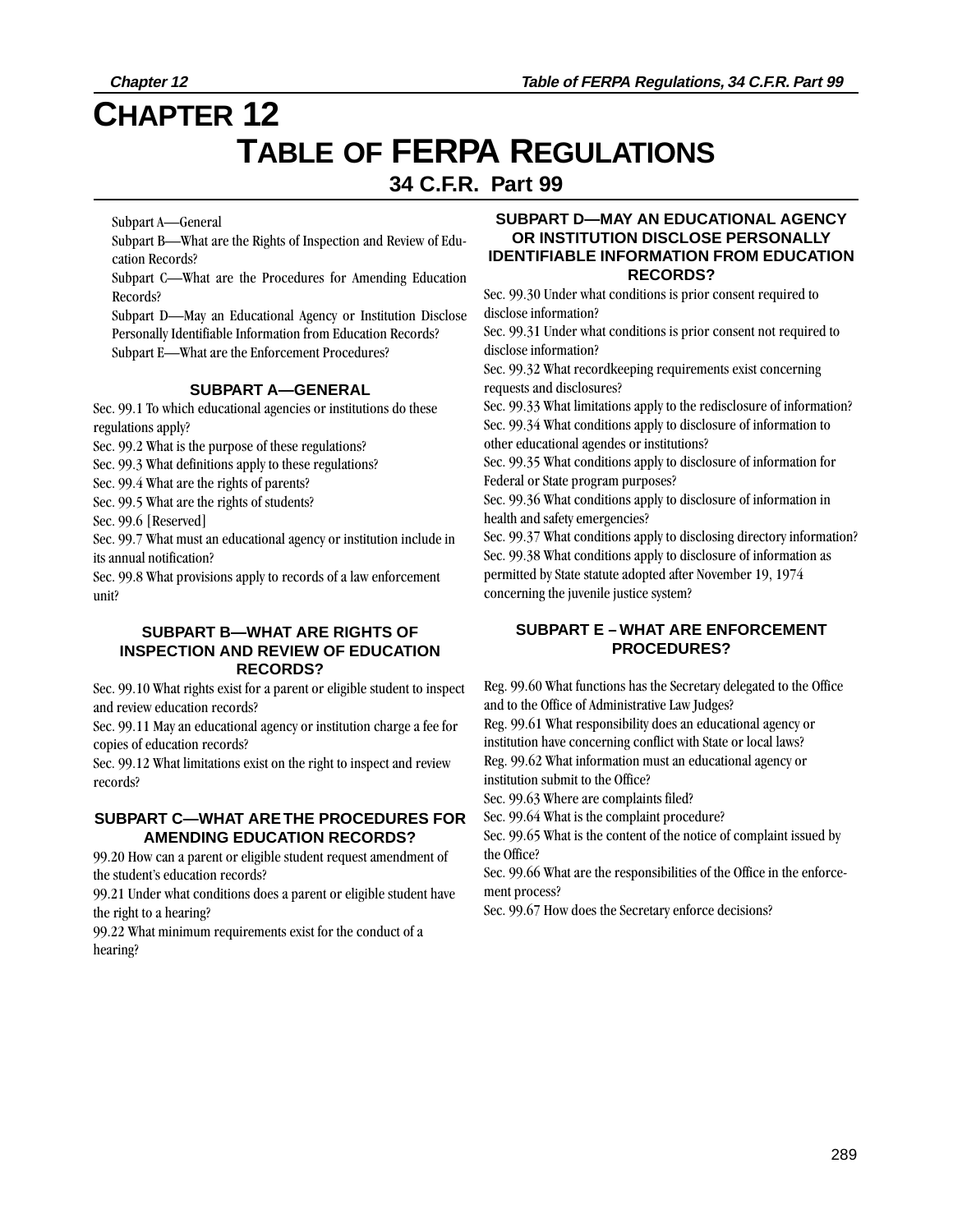# CHAPTER 12

# TABLE OF FERPA REGULATIONS

## 34 C.F.R. Part 99

Subpart A—General

Subpart B—What are the Rights of Inspection and Review of Education Records?

Subpart C—What are the Procedures for Amending Education Records?

Subpart D—May an Educational Agency or Institution Disclose Personally Identifiable Information from Education Records?

Subpart E—What are the Enforcement Procedures?

### SUBPART A—GENERAL

Sec. 99.1 To which educational agencies or institutions do these regulations apply?

Sec. 99.2 What is the purpose of these regulations?

Sec. 99.3 What definitions apply to these regulations?

Sec. 99.4 What are the rights of parents?

Sec. 99.5 What are the rights of students?

Sec. 99.6 [Reserved]

Sec. 99.7 What must an educational agency or institution include in its annual notification?

Sec. 99.8 What provisions apply to records of a law enforcement unit?

### SUBPART B—WHAT ARE RIGHTS OF INSPECTION AND REVIEW OF EDUCATION RECORDS?

Sec. 99.10 What rights exist for a parent or eligible student to inspect and review education records?

Sec. 99.11 May an educational agency or institution charge a fee for copies of education records?

Sec. 99.12 What limitations exist on the right to inspect and review records?

### SUBPART C—WHAT ARE THE PROCEDURES FOR AMENDING EDUCATION RECORDS?

99.20 How can a parent or eligible student request amendment of the student's education records?

99.21 Under what conditions does a parent or eligible student have the right to a hearing?

99.22 What minimum requirements exist for the conduct of a hearing?

### SUBPART D—MAY AN EDUCATIONAL AGENCY OR INSTITUTION DISCLOSE PERSONALLY IDENTIFIABLE INFORMATION FROM EDUCATION RECORDS?

Sec. 99.30 Under what conditions is prior consent required to disclose information?

Sec. 99.31 Under what conditions is prior consent not required to disclose information?

Sec. 99.32 What recordkeeping requirements exist concerning requests and disclosures?

Sec. 99.33 What limitations apply to the redisclosure of information?

Sec. 99.34 What conditions apply to disclosure of information to other educational agendes or institutions?

Sec. 99.35 What conditions apply to disclosure of information for Federal or State program purposes?

Sec. 99.36 What conditions apply to disclosure of information in health and safety emergencies?

Sec. 99.37 What conditions apply to disclosing directory information?

Sec. 99.38 What conditions apply to disclosure of information as permitted by State statute adopted after November 19, 1974 concerning the juvenile justice system?

### SUBPART E – WHAT ARE ENFORCEMENT PROCEDURES?

Reg. 99.60 What functions has the Secretary delegated to the Office and to the Office of Administrative Law Judges?

Reg. 99.61 What responsibility does an educational agency or institution have concerning conflict with State or local laws?

Reg. 99.62 What information must an educational agency or institution submit to the Office?

Sec. 99.63 Where are complaints filed?

Sec. 99.64 What is the complaint procedure?

Sec. 99.65 What is the content of the notice of complaint issued by the Office?

Sec. 99.66 What are the responsibilities of the Office in the enforcement process?

Sec. 99.67 How does the Secretary enforce decisions?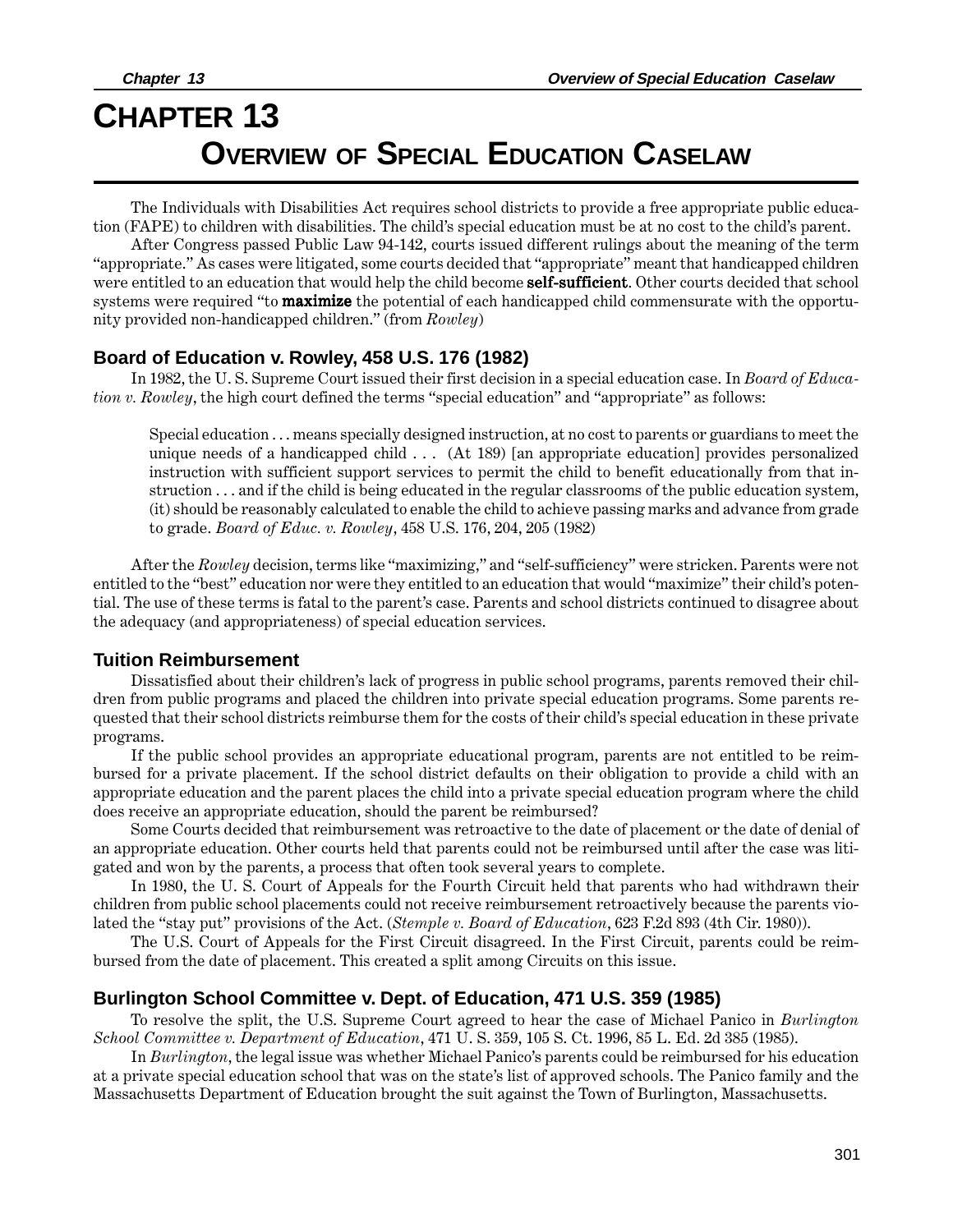# CHAPTER 13
# OVERVIEW OF SPECIAL EDUCATION CASELAW

The Individuals with Disabilities Act requires school districts to provide a free appropriate public education (FAPE) to children with disabilities. The child's special education must be at no cost to the child's parent.

After Congress passed Public Law 94-142, courts issued different rulings about the meaning of the term "appropriate." As cases were litigated, some courts decided that "appropriate" meant that handicapped children were entitled to an education that would help the child become **self-sufficient**. Other courts decided that school systems were required "to **maximize** the potential of each handicapped child commensurate with the opportunity provided non-handicapped children." (from *Rowley*)

### Board of Education v. Rowley, 458 U.S. 176 (1982)

In 1982, the U. S. Supreme Court issued their first decision in a special education case. In *Board of Education v. Rowley*, the high court defined the terms "special education" and "appropriate" as follows:

> Special education . . . means specially designed instruction, at no cost to parents or guardians to meet the unique needs of a handicapped child . . . (At 189) [an appropriate education] provides personalized instruction with sufficient support services to permit the child to benefit educationally from that instruction . . . and if the child is being educated in the regular classrooms of the public education system, (it) should be reasonably calculated to enable the child to achieve passing marks and advance from grade to grade. *Board of Educ. v. Rowley*, 458 U.S. 176, 204, 205 (1982)

After the *Rowley* decision, terms like "maximizing," and "self-sufficiency" were stricken. Parents were not entitled to the "best" education nor were they entitled to an education that would "maximize" their child's potential. The use of these terms is fatal to the parent's case. Parents and school districts continued to disagree about the adequacy (and appropriateness) of special education services.

### Tuition Reimbursement

Dissatisfied about their children's lack of progress in public school programs, parents removed their children from public programs and placed the children into private special education programs. Some parents requested that their school districts reimburse them for the costs of their child's special education in these private programs.

If the public school provides an appropriate educational program, parents are not entitled to be reimbursed for a private placement. If the school district defaults on their obligation to provide a child with an appropriate education and the parent places the child into a private special education program where the child does receive an appropriate education, should the parent be reimbursed?

Some Courts decided that reimbursement was retroactive to the date of placement or the date of denial of an appropriate education. Other courts held that parents could not be reimbursed until after the case was litigated and won by the parents, a process that often took several years to complete.

In 1980, the U. S. Court of Appeals for the Fourth Circuit held that parents who had withdrawn their children from public school placements could not receive reimbursement retroactively because the parents violated the "stay put" provisions of the Act. (*Stemple v. Board of Education*, 623 F.2d 893 (4th Cir. 1980)).

The U.S. Court of Appeals for the First Circuit disagreed. In the First Circuit, parents could be reimbursed from the date of placement. This created a split among Circuits on this issue.

### Burlington School Committee v. Dept. of Education, 471 U.S. 359 (1985)

To resolve the split, the U.S. Supreme Court agreed to hear the case of Michael Panico in *Burlington School Committee v. Department of Education*, 471 U. S. 359, 105 S. Ct. 1996, 85 L. Ed. 2d 385 (1985).

In *Burlington*, the legal issue was whether Michael Panico's parents could be reimbursed for his education at a private special education school that was on the state's list of approved schools. The Panico family and the Massachusetts Department of Education brought the suit against the Town of Burlington, Massachusetts.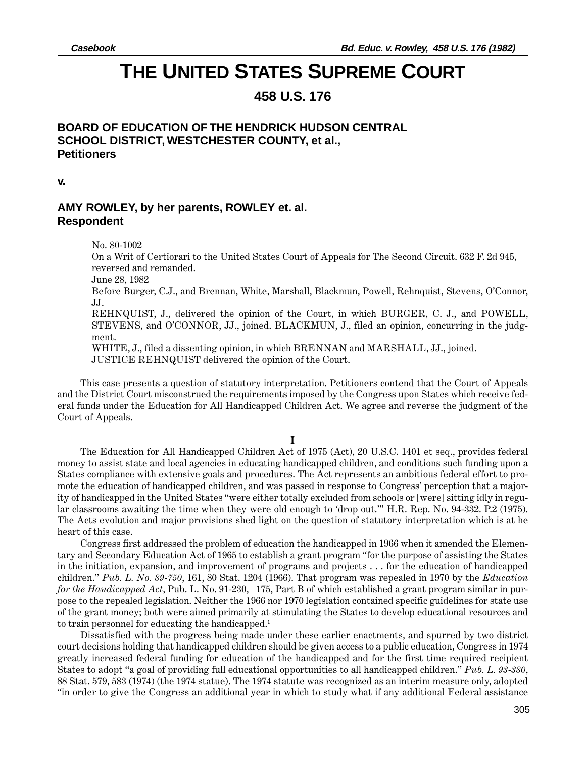# THE UNITED STATES SUPREME COURT

## 458 U.S. 176

### BOARD OF EDUCATION OF THE HENDRICK HUDSON CENTRAL SCHOOL DISTRICT, WESTCHESTER COUNTY, et al., Petitioners

**v.**

### AMY ROWLEY, by her parents, ROWLEY et. al. Respondent

No. 80-1002

On a Writ of Certiorari to the United States Court of Appeals for The Second Circuit. 632 F. 2d 945, reversed and remanded.

June 28, 1982

Before Burger, C.J., and Brennan, White, Marshall, Blackmun, Powell, Rehnquist, Stevens, O'Connor, JJ.

REHNQUIST, J., delivered the opinion of the Court, in which BURGER, C. J., and POWELL, STEVENS, and O'CONNOR, JJ., joined. BLACKMUN, J., filed an opinion, concurring in the judgment.

WHITE, J., filed a dissenting opinion, in which BRENNAN and MARSHALL, JJ., joined.

JUSTICE REHNQUIST delivered the opinion of the Court.

This case presents a question of statutory interpretation. Petitioners contend that the Court of Appeals and the District Court misconstrued the requirements imposed by the Congress upon States which receive federal funds under the Education for All Handicapped Children Act. We agree and reverse the judgment of the Court of Appeals.

**I**

The Education for All Handicapped Children Act of 1975 (Act), 20 U.S.C. 1401 et seq., provides federal money to assist state and local agencies in educating handicapped children, and conditions such funding upon a States compliance with extensive goals and procedures. The Act represents an ambitious federal effort to promote the education of handicapped children, and was passed in response to Congress' perception that a majority of handicapped in the United States "were either totally excluded from schools or [were] sitting idly in regular classrooms awaiting the time when they were old enough to 'drop out.'" H.R. Rep. No. 94-332. P.2 (1975). The Acts evolution and major provisions shed light on the question of statutory interpretation which is at he heart of this case.

Congress first addressed the problem of education the handicapped in 1966 when it amended the Elementary and Secondary Education Act of 1965 to establish a grant program "for the purpose of assisting the States in the initiation, expansion, and improvement of programs and projects . . . for the education of handicapped children." *Pub. L. No. 89-750*, 161, 80 Stat. 1204 (1966). That program was repealed in 1970 by the *Education for the Handicapped Act*, Pub. L. No. 91-230, 175, Part B of which established a grant program similar in purpose to the repealed legislation. Neither the 1966 nor 1970 legislation contained specific guidelines for state use of the grant money; both were aimed primarily at stimulating the States to develop educational resources and to train personnel for educating the handicapped.[1]

Dissatisfied with the progress being made under these earlier enactments, and spurred by two district court decisions holding that handicapped children should be given access to a public education, Congress in 1974 greatly increased federal funding for education of the handicapped and for the first time required recipient States to adopt "a goal of providing full educational opportunities to all handicapped children." *Pub. L. 93-380*, 88 Stat. 579, 583 (1974) (the 1974 statue). The 1974 statute was recognized as an interim measure only, adopted "in order to give the Congress an additional year in which to study what if any additional Federal assistance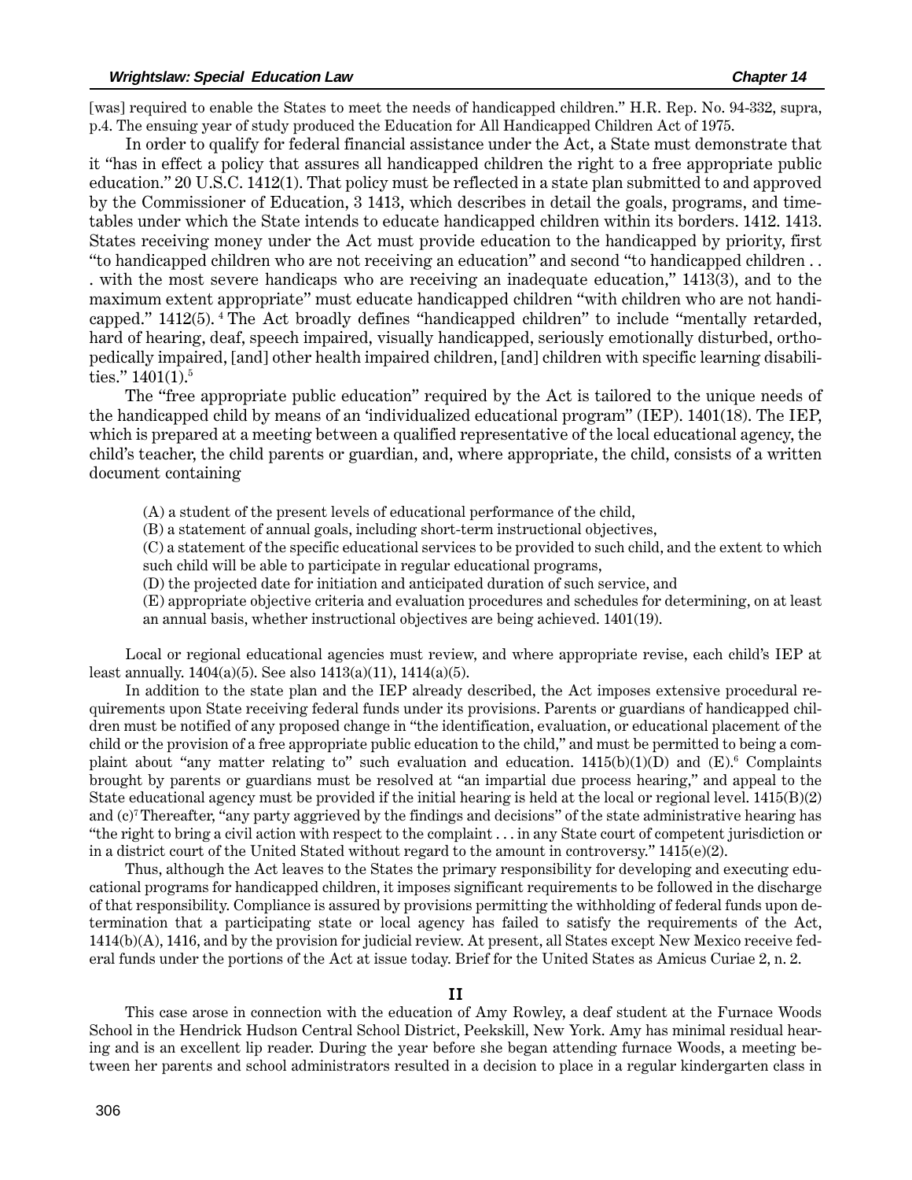[was] required to enable the States to meet the needs of handicapped children." H.R. Rep. No. 94-332, supra, p.4. The ensuing year of study produced the Education for All Handicapped Children Act of 1975.

In order to qualify for federal financial assistance under the Act, a State must demonstrate that it "has in effect a policy that assures all handicapped children the right to a free appropriate public education." 20 U.S.C. 1412(1). That policy must be reflected in a state plan submitted to and approved by the Commissioner of Education, 3 1413, which describes in detail the goals, programs, and timetables under which the State intends to educate handicapped children within its borders. 1412. 1413. States receiving money under the Act must provide education to the handicapped by priority, first "to handicapped children who are not receiving an education" and second "to handicapped children . . . with the most severe handicaps who are receiving an inadequate education," 1413(3), and to the maximum extent appropriate" must educate handicapped children "with children who are not handicapped." 1412(5). [4] The Act broadly defines "handicapped children" to include "mentally retarded, hard of hearing, deaf, speech impaired, visually handicapped, seriously emotionally disturbed, orthopedically impaired, [and] other health impaired children, [and] children with specific learning disabilities." 1401(1).[5]

The "free appropriate public education" required by the Act is tailored to the unique needs of the handicapped child by means of an 'individualized educational program" (IEP). 1401(18). The IEP, which is prepared at a meeting between a qualified representative of the local educational agency, the child's teacher, the child parents or guardian, and, where appropriate, the child, consists of a written document containing

> (A) a student of the present levels of educational performance of the child,
>
> (B) a statement of annual goals, including short-term instructional objectives,
>
> (C) a statement of the specific educational services to be provided to such child, and the extent to which such child will be able to participate in regular educational programs,
>
> (D) the projected date for initiation and anticipated duration of such service, and
>
> (E) appropriate objective criteria and evaluation procedures and schedules for determining, on at least an annual basis, whether instructional objectives are being achieved. 1401(19).

Local or regional educational agencies must review, and where appropriate revise, each child's IEP at least annually. 1404(a)(5). See also 1413(a)(11), 1414(a)(5).

In addition to the state plan and the IEP already described, the Act imposes extensive procedural requirements upon State receiving federal funds under its provisions. Parents or guardians of handicapped children must be notified of any proposed change in "the identification, evaluation, or educational placement of the child or the provision of a free appropriate public education to the child," and must be permitted to being a complaint about "any matter relating to" such evaluation and education. 1415(b)(1)(D) and (E).[6] Complaints brought by parents or guardians must be resolved at "an impartial due process hearing," and appeal to the State educational agency must be provided if the initial hearing is held at the local or regional level. 1415(B)(2) and (c)[7] Thereafter, "any party aggrieved by the findings and decisions" of the state administrative hearing has "the right to bring a civil action with respect to the complaint . . . in any State court of competent jurisdiction or in a district court of the United Stated without regard to the amount in controversy." 1415(e)(2).

Thus, although the Act leaves to the States the primary responsibility for developing and executing educational programs for handicapped children, it imposes significant requirements to be followed in the discharge of that responsibility. Compliance is assured by provisions permitting the withholding of federal funds upon determination that a participating state or local agency has failed to satisfy the requirements of the Act, 1414(b)(A), 1416, and by the provision for judicial review. At present, all States except New Mexico receive federal funds under the portions of the Act at issue today. Brief for the United States as Amicus Curiae 2, n. 2.

## II

This case arose in connection with the education of Amy Rowley, a deaf student at the Furnace Woods School in the Hendrick Hudson Central School District, Peekskill, New York. Amy has minimal residual hearing and is an excellent lip reader. During the year before she began attending furnace Woods, a meeting between her parents and school administrators resulted in a decision to place in a regular kindergarten class in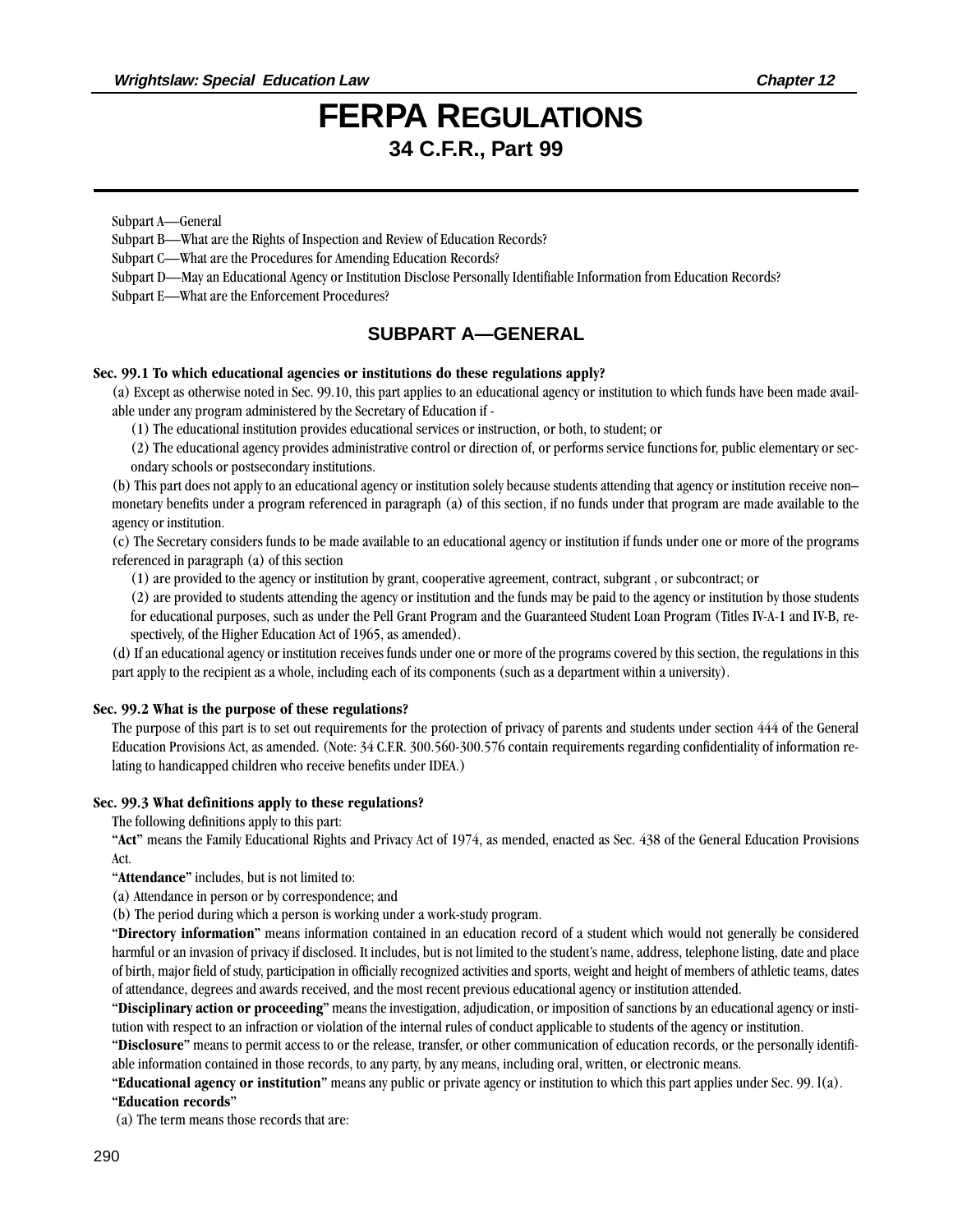# FERPA Regulations

## 34 C.F.R., Part 99

Subpart A—General
Subpart B—What are the Rights of Inspection and Review of Education Records?
Subpart C—What are the Procedures for Amending Education Records?
Subpart D—May an Educational Agency or Institution Disclose Personally Identifiable Information from Education Records?
Subpart E—What are the Enforcement Procedures?

## SUBPART A—GENERAL

**Sec. 99.1 To which educational agencies or institutions do these regulations apply?**

(a) Except as otherwise noted in Sec. 99.10, this part applies to an educational agency or institution to which funds have been made available under any program administered by the Secretary of Education if -

(1) The educational institution provides educational services or instruction, or both, to student; or

(2) The educational agency provides administrative control or direction of, or performs service functions for, public elementary or secondary schools or postsecondary institutions.

(b) This part does not apply to an educational agency or institution solely because students attending that agency or institution receive non–monetary benefits under a program referenced in paragraph (a) of this section, if no funds under that program are made available to the agency or institution.

(c) The Secretary considers funds to be made available to an educational agency or institution if funds under one or more of the programs referenced in paragraph (a) of this section

(1) are provided to the agency or institution by grant, cooperative agreement, contract, subgrant , or subcontract; or

(2) are provided to students attending the agency or institution and the funds may be paid to the agency or institution by those students for educational purposes, such as under the Pell Grant Program and the Guaranteed Student Loan Program (Titles IV-A-1 and IV-B, respectively, of the Higher Education Act of 1965, as amended).

(d) If an educational agency or institution receives funds under one or more of the programs covered by this section, the regulations in this part apply to the recipient as a whole, including each of its components (such as a department within a university).

**Sec. 99.2 What is the purpose of these regulations?**

The purpose of this part is to set out requirements for the protection of privacy of parents and students under section 444 of the General Education Provisions Act, as amended. (Note: 34 C.F.R. 300.560-300.576 contain requirements regarding confidentiality of information relating to handicapped children who receive benefits under IDEA.)

**Sec. 99.3 What definitions apply to these regulations?**

The following definitions apply to this part:

"**Act**" means the Family Educational Rights and Privacy Act of 1974, as mended, enacted as Sec. 438 of the General Education Provisions Act.

"**Attendance**" includes, but is not limited to:

(a) Attendance in person or by correspondence; and

(b) The period during which a person is working under a work-study program.

"**Directory information**" means information contained in an education record of a student which would not generally be considered harmful or an invasion of privacy if disclosed. It includes, but is not limited to, the student's name, address, telephone listing, date and place of birth, major field of study, participation in officially recognized activities and sports, weight and height of members of athletic teams, dates of attendance, degrees and awards received, and the most recent previous educational agency or institution attended.

"**Disciplinary action or proceeding**" means the investigation, adjudication, or imposition of sanctions by an educational agency or institution with respect to an infraction or violation of the internal rules of conduct applicable to students of the agency or institution.

"**Disclosure**" means to permit access to or the release, transfer, or other communication of education records, or the personally identifiable information contained in those records, to any party, by any means, including oral, written, or electronic means.

"**Educational agency or institution**" means any public or private agency or institution to which this part applies under Sec. 99. l(a).

"**Education records**"

(a) The term means those records that are: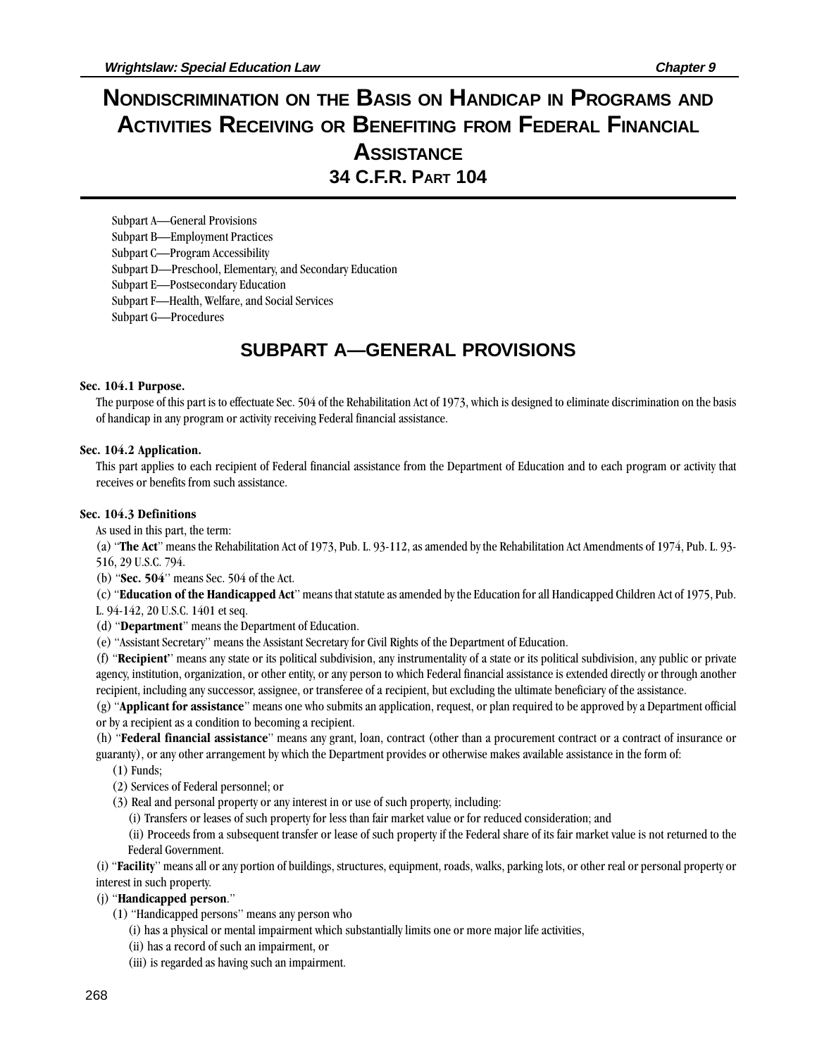# Nondiscrimination on the Basis on Handicap in Programs and Activities Receiving or Benefiting from Federal Financial Assistance

## 34 C.F.R. Part 104

Subpart A—General Provisions
Subpart B—Employment Practices
Subpart C—Program Accessibility
Subpart D—Preschool, Elementary, and Secondary Education
Subpart E—Postsecondary Education
Subpart F—Health, Welfare, and Social Services
Subpart G—Procedures

## SUBPART A—GENERAL PROVISIONS

**Sec. 104.1 Purpose.**

The purpose of this part is to effectuate Sec. 504 of the Rehabilitation Act of 1973, which is designed to eliminate discrimination on the basis of handicap in any program or activity receiving Federal financial assistance.

**Sec. 104.2 Application.**

This part applies to each recipient of Federal financial assistance from the Department of Education and to each program or activity that receives or benefits from such assistance.

**Sec. 104.3 Definitions**

As used in this part, the term:

(a) "**The Act**" means the Rehabilitation Act of 1973, Pub. L. 93-112, as amended by the Rehabilitation Act Amendments of 1974, Pub. L. 93-516, 29 U.S.C. 794.

(b) "**Sec. 504**" means Sec. 504 of the Act.

(c) "**Education of the Handicapped Act**" means that statute as amended by the Education for all Handicapped Children Act of 1975, Pub. L. 94-142, 20 U.S.C. 1401 et seq.

(d) "**Department**" means the Department of Education.

(e) "Assistant Secretary" means the Assistant Secretary for Civil Rights of the Department of Education.

(f) "**Recipient**" means any state or its political subdivision, any instrumentality of a state or its political subdivision, any public or private agency, institution, organization, or other entity, or any person to which Federal financial assistance is extended directly or through another recipient, including any successor, assignee, or transferee of a recipient, but excluding the ultimate beneficiary of the assistance.

(g) "**Applicant for assistance**" means one who submits an application, request, or plan required to be approved by a Department official or by a recipient as a condition to becoming a recipient.

(h) "**Federal financial assistance**" means any grant, loan, contract (other than a procurement contract or a contract of insurance or guaranty), or any other arrangement by which the Department provides or otherwise makes available assistance in the form of:

- (1) Funds;
- (2) Services of Federal personnel; or
- (3) Real and personal property or any interest in or use of such property, including:
  - (i) Transfers or leases of such property for less than fair market value or for reduced consideration; and
  - (ii) Proceeds from a subsequent transfer or lease of such property if the Federal share of its fair market value is not returned to the Federal Government.

(i) "**Facility**" means all or any portion of buildings, structures, equipment, roads, walks, parking lots, or other real or personal property or interest in such property.

(j) "**Handicapped person**."

- (1) "Handicapped persons" means any person who
  - (i) has a physical or mental impairment which substantially limits one or more major life activities,
  - (ii) has a record of such an impairment, or
  - (iii) is regarded as having such an impairment.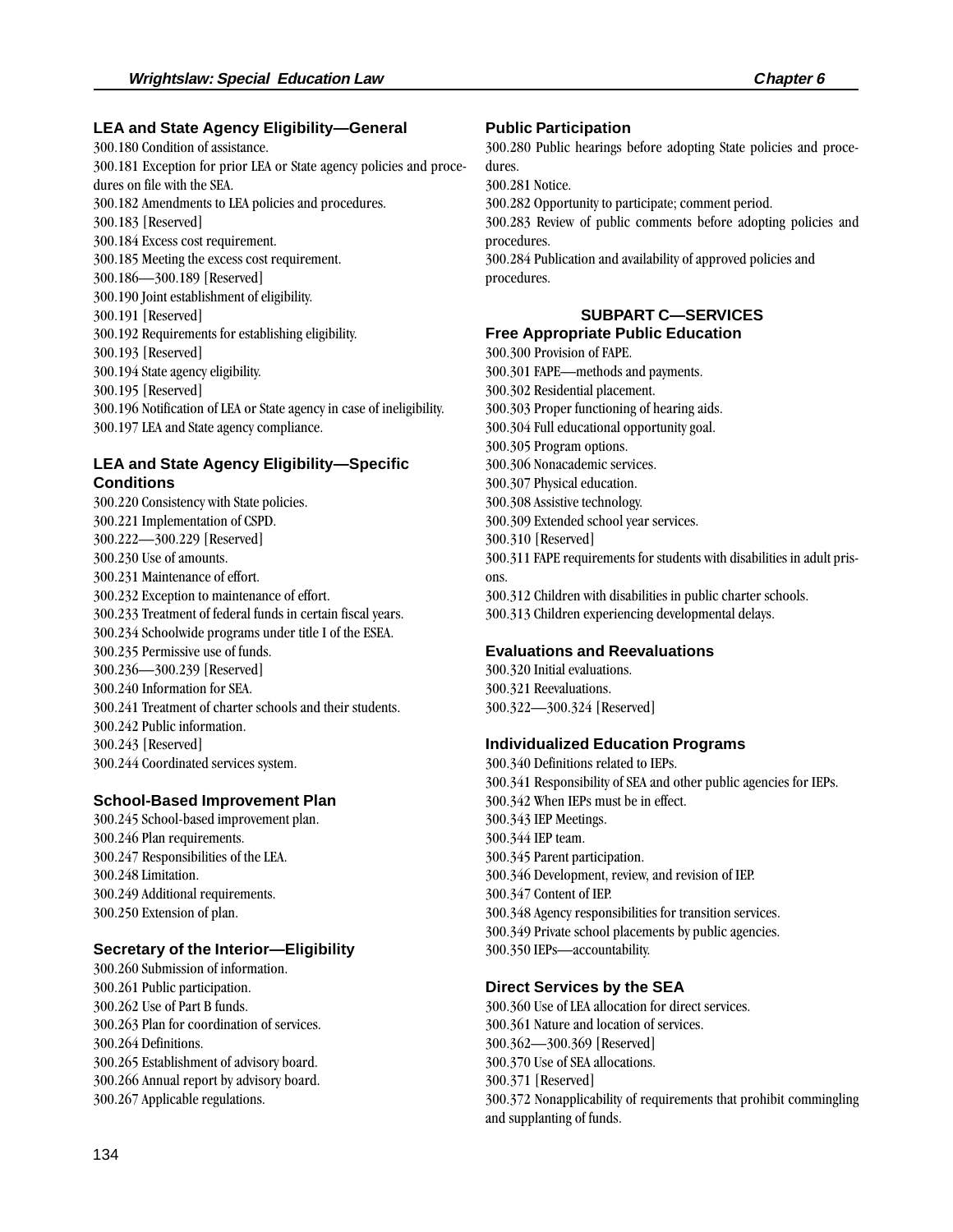### LEA and State Agency Eligibility—General

300.180 Condition of assistance.
300.181 Exception for prior LEA or State agency policies and procedures on file with the SEA.
300.182 Amendments to LEA policies and procedures.
300.183 [Reserved]
300.184 Excess cost requirement.
300.185 Meeting the excess cost requirement.
300.186—300.189 [Reserved]
300.190 Joint establishment of eligibility.
300.191 [Reserved]
300.192 Requirements for establishing eligibility.
300.193 [Reserved]
300.194 State agency eligibility.
300.195 [Reserved]
300.196 Notification of LEA or State agency in case of ineligibility.
300.197 LEA and State agency compliance.

### LEA and State Agency Eligibility—Specific Conditions

300.220 Consistency with State policies.
300.221 Implementation of CSPD.
300.222—300.229 [Reserved]
300.230 Use of amounts.
300.231 Maintenance of effort.
300.232 Exception to maintenance of effort.
300.233 Treatment of federal funds in certain fiscal years.
300.234 Schoolwide programs under title I of the ESEA.
300.235 Permissive use of funds.
300.236—300.239 [Reserved]
300.240 Information for SEA.
300.241 Treatment of charter schools and their students.
300.242 Public information.
300.243 [Reserved]
300.244 Coordinated services system.

### School-Based Improvement Plan

300.245 School-based improvement plan.
300.246 Plan requirements.
300.247 Responsibilities of the LEA.
300.248 Limitation.
300.249 Additional requirements.
300.250 Extension of plan.

### Secretary of the Interior—Eligibility

300.260 Submission of information.
300.261 Public participation.
300.262 Use of Part B funds.
300.263 Plan for coordination of services.
300.264 Definitions.
300.265 Establishment of advisory board.
300.266 Annual report by advisory board.
300.267 Applicable regulations.

### Public Participation

300.280 Public hearings before adopting State policies and procedures.
300.281 Notice.
300.282 Opportunity to participate; comment period.
300.283 Review of public comments before adopting policies and procedures.
300.284 Publication and availability of approved policies and procedures.

## SUBPART C—SERVICES

### Free Appropriate Public Education

300.300 Provision of FAPE.
300.301 FAPE—methods and payments.
300.302 Residential placement.
300.303 Proper functioning of hearing aids.
300.304 Full educational opportunity goal.
300.305 Program options.
300.306 Nonacademic services.
300.307 Physical education.
300.308 Assistive technology.
300.309 Extended school year services.
300.310 [Reserved]
300.311 FAPE requirements for students with disabilities in adult prisons.
300.312 Children with disabilities in public charter schools.
300.313 Children experiencing developmental delays.

### Evaluations and Reevaluations

300.320 Initial evaluations.
300.321 Reevaluations.
300.322—300.324 [Reserved]

### Individualized Education Programs

300.340 Definitions related to IEPs.
300.341 Responsibility of SEA and other public agencies for IEPs.
300.342 When IEPs must be in effect.
300.343 IEP Meetings.
300.344 IEP team.
300.345 Parent participation.
300.346 Development, review, and revision of IEP.
300.347 Content of IEP.
300.348 Agency responsibilities for transition services.
300.349 Private school placements by public agencies.
300.350 IEPs—accountability.

### Direct Services by the SEA

300.360 Use of LEA allocation for direct services.
300.361 Nature and location of services.
300.362—300.369 [Reserved]
300.370 Use of SEA allocations.
300.371 [Reserved]
300.372 Nonapplicability of requirements that prohibit commingling and supplanting of funds.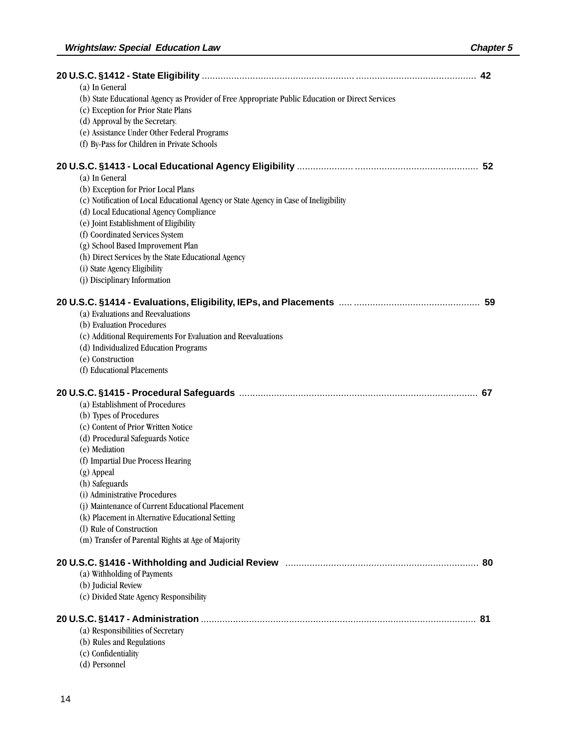**20 U.S.C. §1412 - State Eligibility** ........................................................................................................ 42

- (a) In General
- (b) State Educational Agency as Provider of Free Appropriate Public Education or Direct Services
- (c) Exception for Prior State Plans
- (d) Approval by the Secretary.
- (e) Assistance Under Other Federal Programs
- (f) By-Pass for Children in Private Schools

**20 U.S.C. §1413 - Local Educational Agency Eligibility** ................................................................... 52

- (a) In General
- (b) Exception for Prior Local Plans
- (c) Notification of Local Educational Agency or State Agency in Case of Ineligibility
- (d) Local Educational Agency Compliance
- (e) Joint Establishment of Eligibility
- (f) Coordinated Services System
- (g) School Based Improvement Plan
- (h) Direct Services by the State Educational Agency
- (i) State Agency Eligibility
- (j) Disciplinary Information

**20 U.S.C. §1414 - Evaluations, Eligibility, IEPs, and Placements** ................................................... 59

- (a) Evaluations and Reevaluations
- (b) Evaluation Procedures
- (c) Additional Requirements For Evaluation and Reevaluations
- (d) Individualized Education Programs
- (e) Construction
- (f) Educational Placements

**20 U.S.C. §1415 - Procedural Safeguards** ........................................................................................ 67

- (a) Establishment of Procedures
- (b) Types of Procedures
- (c) Content of Prior Written Notice
- (d) Procedural Safeguards Notice
- (e) Mediation
- (f) Impartial Due Process Hearing
- (g) Appeal
- (h) Safeguards
- (i) Administrative Procedures
- (j) Maintenance of Current Educational Placement
- (k) Placement in Alternative Educational Setting
- (l) Rule of Construction
- (m) Transfer of Parental Rights at Age of Majority

**20 U.S.C. §1416 - Withholding and Judicial Review** ......................................................................... 80

- (a) Withholding of Payments
- (b) Judicial Review
- (c) Divided State Agency Responsibility

**20 U.S.C. §1417 - Administration** ...................................................................................................... 81

- (a) Responsibilities of Secretary
- (b) Rules and Regulations
- (c) Confidentiality
- (d) Personnel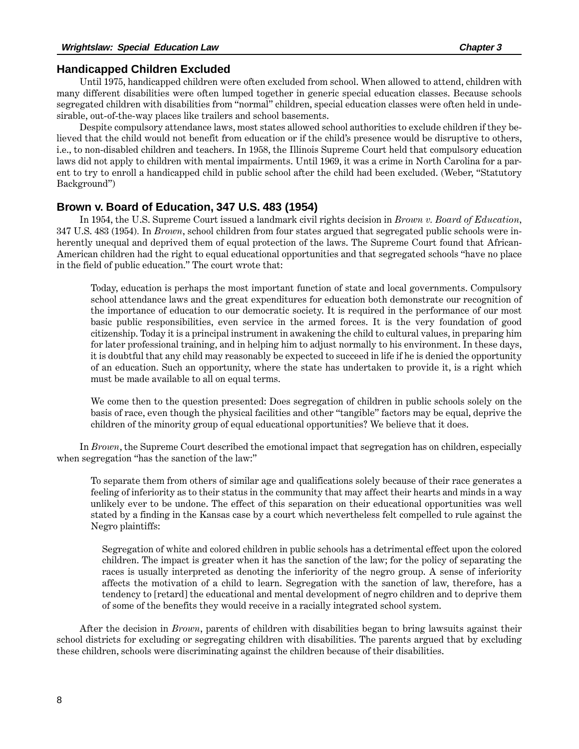## Handicapped Children Excluded

Until 1975, handicapped children were often excluded from school. When allowed to attend, children with many different disabilities were often lumped together in generic special education classes. Because schools segregated children with disabilities from "normal" children, special education classes were often held in undesirable, out-of-the-way places like trailers and school basements.

Despite compulsory attendance laws, most states allowed school authorities to exclude children if they believed that the child would not benefit from education or if the child's presence would be disruptive to others, i.e., to non-disabled children and teachers. In 1958, the Illinois Supreme Court held that compulsory education laws did not apply to children with mental impairments. Until 1969, it was a crime in North Carolina for a parent to try to enroll a handicapped child in public school after the child had been excluded. (Weber, "Statutory Background")

## Brown v. Board of Education, 347 U.S. 483 (1954)

In 1954, the U.S. Supreme Court issued a landmark civil rights decision in *Brown v. Board of Education*, 347 U.S. 483 (1954). In *Brown*, school children from four states argued that segregated public schools were inherently unequal and deprived them of equal protection of the laws. The Supreme Court found that African-American children had the right to equal educational opportunities and that segregated schools "have no place in the field of public education." The court wrote that:

> Today, education is perhaps the most important function of state and local governments. Compulsory school attendance laws and the great expenditures for education both demonstrate our recognition of the importance of education to our democratic society. It is required in the performance of our most basic public responsibilities, even service in the armed forces. It is the very foundation of good citizenship. Today it is a principal instrument in awakening the child to cultural values, in preparing him for later professional training, and in helping him to adjust normally to his environment. In these days, it is doubtful that any child may reasonably be expected to succeed in life if he is denied the opportunity of an education. Such an opportunity, where the state has undertaken to provide it, is a right which must be made available to all on equal terms.
>
> We come then to the question presented: Does segregation of children in public schools solely on the basis of race, even though the physical facilities and other "tangible" factors may be equal, deprive the children of the minority group of equal educational opportunities? We believe that it does.

In *Brown*, the Supreme Court described the emotional impact that segregation has on children, especially when segregation "has the sanction of the law:"

> To separate them from others of similar age and qualifications solely because of their race generates a feeling of inferiority as to their status in the community that may affect their hearts and minds in a way unlikely ever to be undone. The effect of this separation on their educational opportunities was well stated by a finding in the Kansas case by a court which nevertheless felt compelled to rule against the Negro plaintiffs:
>
> > Segregation of white and colored children in public schools has a detrimental effect upon the colored children. The impact is greater when it has the sanction of the law; for the policy of separating the races is usually interpreted as denoting the inferiority of the negro group. A sense of inferiority affects the motivation of a child to learn. Segregation with the sanction of law, therefore, has a tendency to [retard] the educational and mental development of negro children and to deprive them of some of the benefits they would receive in a racially integrated school system.

After the decision in *Brown*, parents of children with disabilities began to bring lawsuits against their school districts for excluding or segregating children with disabilities. The parents argued that by excluding these children, schools were discriminating against the children because of their disabilities.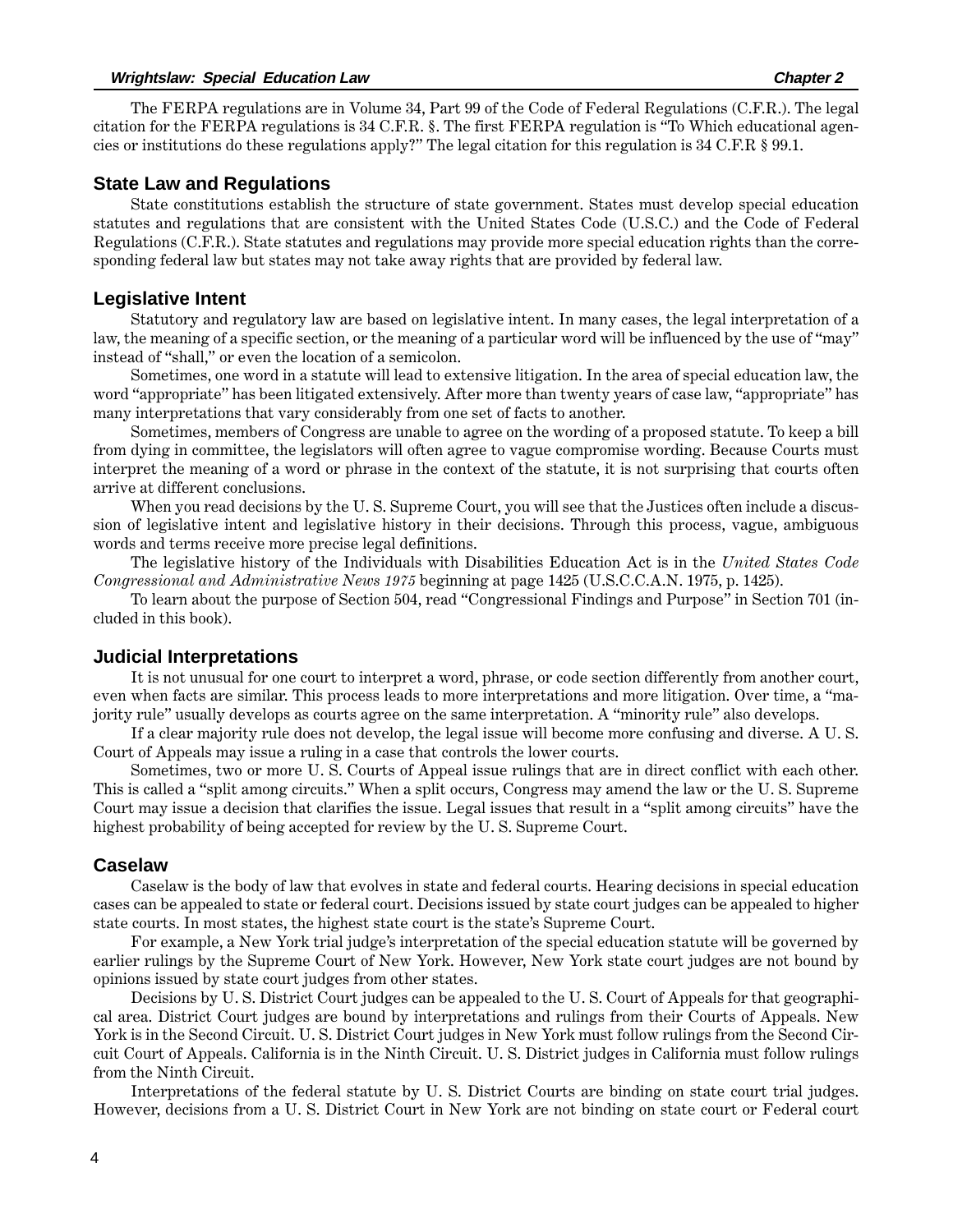The FERPA regulations are in Volume 34, Part 99 of the Code of Federal Regulations (C.F.R.). The legal citation for the FERPA regulations is 34 C.F.R. §. The first FERPA regulation is "To Which educational agencies or institutions do these regulations apply?" The legal citation for this regulation is 34 C.F.R § 99.1.

## State Law and Regulations

State constitutions establish the structure of state government. States must develop special education statutes and regulations that are consistent with the United States Code (U.S.C.) and the Code of Federal Regulations (C.F.R.). State statutes and regulations may provide more special education rights than the corresponding federal law but states may not take away rights that are provided by federal law.

## Legislative Intent

Statutory and regulatory law are based on legislative intent. In many cases, the legal interpretation of a law, the meaning of a specific section, or the meaning of a particular word will be influenced by the use of "may" instead of "shall," or even the location of a semicolon.

Sometimes, one word in a statute will lead to extensive litigation. In the area of special education law, the word "appropriate" has been litigated extensively. After more than twenty years of case law, "appropriate" has many interpretations that vary considerably from one set of facts to another.

Sometimes, members of Congress are unable to agree on the wording of a proposed statute. To keep a bill from dying in committee, the legislators will often agree to vague compromise wording. Because Courts must interpret the meaning of a word or phrase in the context of the statute, it is not surprising that courts often arrive at different conclusions.

When you read decisions by the U. S. Supreme Court, you will see that the Justices often include a discussion of legislative intent and legislative history in their decisions. Through this process, vague, ambiguous words and terms receive more precise legal definitions.

The legislative history of the Individuals with Disabilities Education Act is in the *United States Code Congressional and Administrative News 1975* beginning at page 1425 (U.S.C.C.A.N. 1975, p. 1425).

To learn about the purpose of Section 504, read "Congressional Findings and Purpose" in Section 701 (included in this book).

## Judicial Interpretations

It is not unusual for one court to interpret a word, phrase, or code section differently from another court, even when facts are similar. This process leads to more interpretations and more litigation. Over time, a "majority rule" usually develops as courts agree on the same interpretation. A "minority rule" also develops.

If a clear majority rule does not develop, the legal issue will become more confusing and diverse. A U. S. Court of Appeals may issue a ruling in a case that controls the lower courts.

Sometimes, two or more U. S. Courts of Appeal issue rulings that are in direct conflict with each other. This is called a "split among circuits." When a split occurs, Congress may amend the law or the U. S. Supreme Court may issue a decision that clarifies the issue. Legal issues that result in a "split among circuits" have the highest probability of being accepted for review by the U. S. Supreme Court.

## Caselaw

Caselaw is the body of law that evolves in state and federal courts. Hearing decisions in special education cases can be appealed to state or federal court. Decisions issued by state court judges can be appealed to higher state courts. In most states, the highest state court is the state's Supreme Court.

For example, a New York trial judge's interpretation of the special education statute will be governed by earlier rulings by the Supreme Court of New York. However, New York state court judges are not bound by opinions issued by state court judges from other states.

Decisions by U. S. District Court judges can be appealed to the U. S. Court of Appeals for that geographical area. District Court judges are bound by interpretations and rulings from their Courts of Appeals. New York is in the Second Circuit. U. S. District Court judges in New York must follow rulings from the Second Circuit Court of Appeals. California is in the Ninth Circuit. U. S. District judges in California must follow rulings from the Ninth Circuit.

Interpretations of the federal statute by U. S. District Courts are binding on state court trial judges. However, decisions from a U. S. District Court in New York are not binding on state court or Federal court